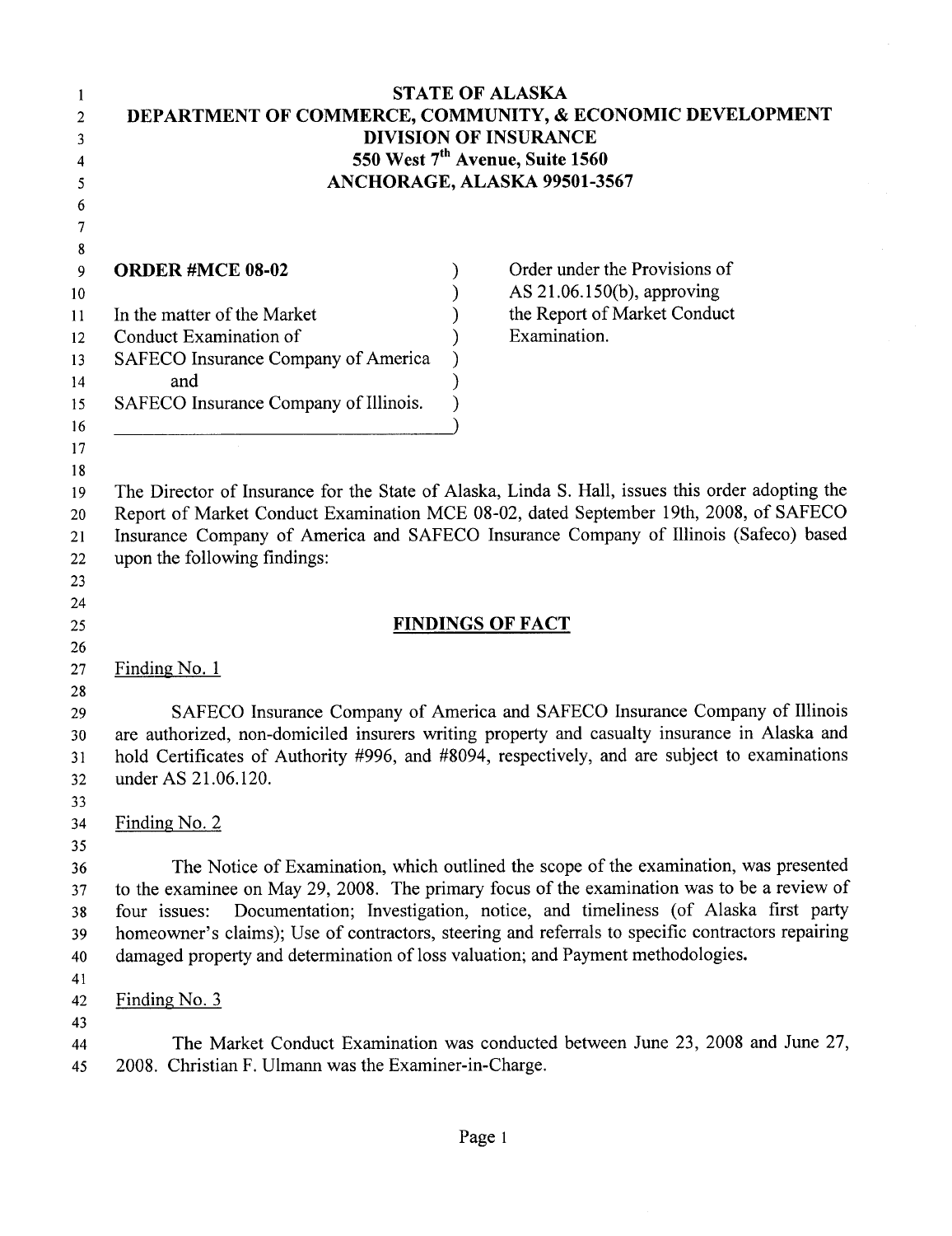# STATE OF ALASKA
## DEPARTMENT OF COMMERCE, COMMUNITY, & ECONOMIC DEVELOPMENT
### DIVISION OF INSURANCE
### 550 West 7th Avenue, Suite 1560
### ANCHORAGE, ALASKA 99501-3567

| | |
|---|---|
| **ORDER #MCE 08-02** | Order under the Provisions of AS 21.06.150(b), approving the Report of Market Conduct Examination. |
| In the matter of the Market Conduct Examination of SAFECO Insurance Company of America and SAFECO Insurance Company of Illinois. | |

The Director of Insurance for the State of Alaska, Linda S. Hall, issues this order adopting the Report of Market Conduct Examination MCE 08-02, dated September 19th, 2008, of SAFECO Insurance Company of America and SAFECO Insurance Company of Illinois (Safeco) based upon the following findings:

## FINDINGS OF FACT

Finding No. 1

SAFECO Insurance Company of America and SAFECO Insurance Company of Illinois are authorized, non-domiciled insurers writing property and casualty insurance in Alaska and hold Certificates of Authority #996, and #8094, respectively, and are subject to examinations under AS 21.06.120.

Finding No. 2

The Notice of Examination, which outlined the scope of the examination, was presented to the examinee on May 29, 2008. The primary focus of the examination was to be a review of four issues: Documentation; Investigation, notice, and timeliness (of Alaska first party homeowner's claims); Use of contractors, steering and referrals to specific contractors repairing damaged property and determination of loss valuation; and Payment methodologies.

Finding No. 3

The Market Conduct Examination was conducted between June 23, 2008 and June 27, 2008. Christian F. Ulmann was the Examiner-in-Charge.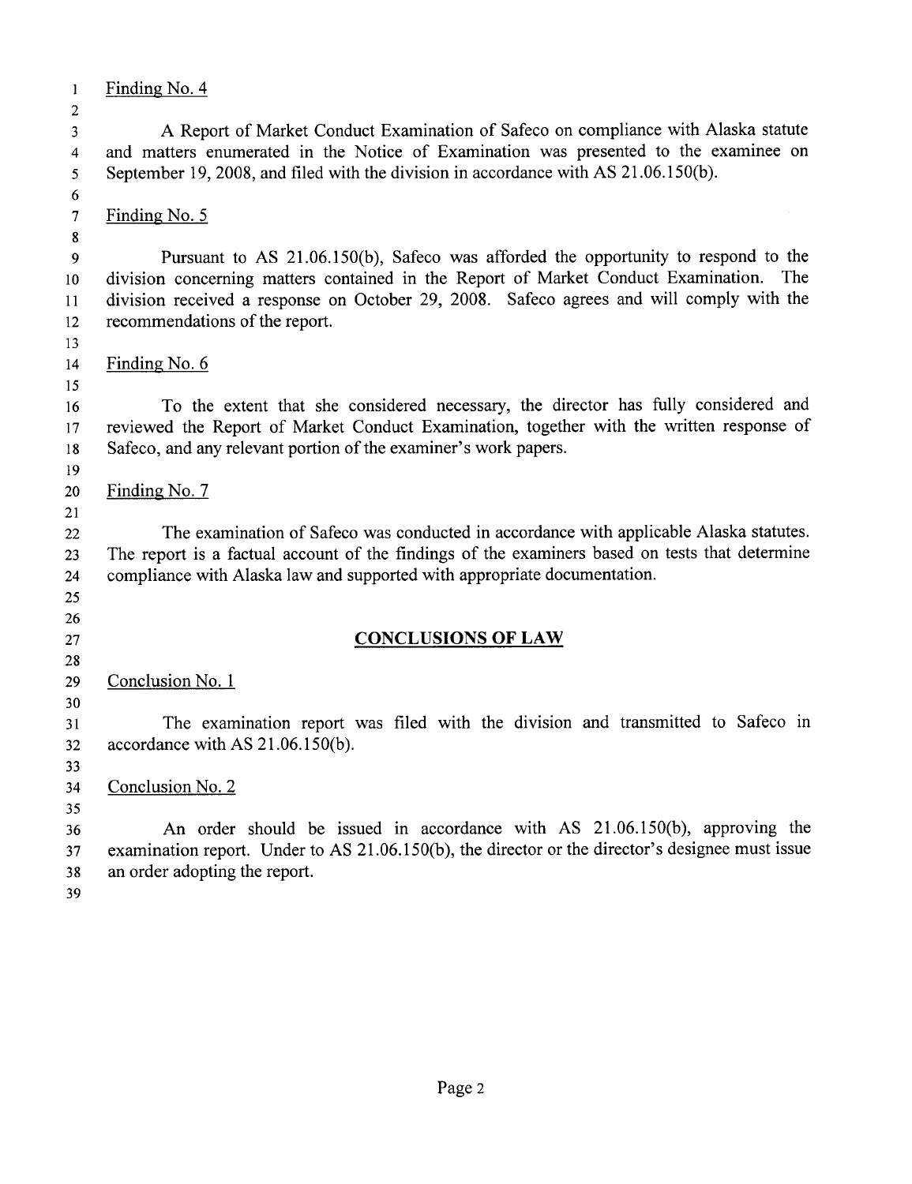Finding No. 4

A Report of Market Conduct Examination of Safeco on compliance with Alaska statute and matters enumerated in the Notice of Examination was presented to the examinee on September 19, 2008, and filed with the division in accordance with AS 21.06.150(b).

Finding No. 5

Pursuant to AS 21.06.150(b), Safeco was afforded the opportunity to respond to the division concerning matters contained in the Report of Market Conduct Examination. The division received a response on October 29, 2008. Safeco agrees and will comply with the recommendations of the report.

Finding No. 6

To the extent that she considered necessary, the director has fully considered and reviewed the Report of Market Conduct Examination, together with the written response of Safeco, and any relevant portion of the examiner's work papers.

Finding No. 7

The examination of Safeco was conducted in accordance with applicable Alaska statutes. The report is a factual account of the findings of the examiners based on tests that determine compliance with Alaska law and supported with appropriate documentation.

## CONCLUSIONS OF LAW

Conclusion No. 1

The examination report was filed with the division and transmitted to Safeco in accordance with AS 21.06.150(b).

Conclusion No. 2

An order should be issued in accordance with AS 21.06.150(b), approving the examination report. Under to AS 21.06.150(b), the director or the director's designee must issue an order adopting the report.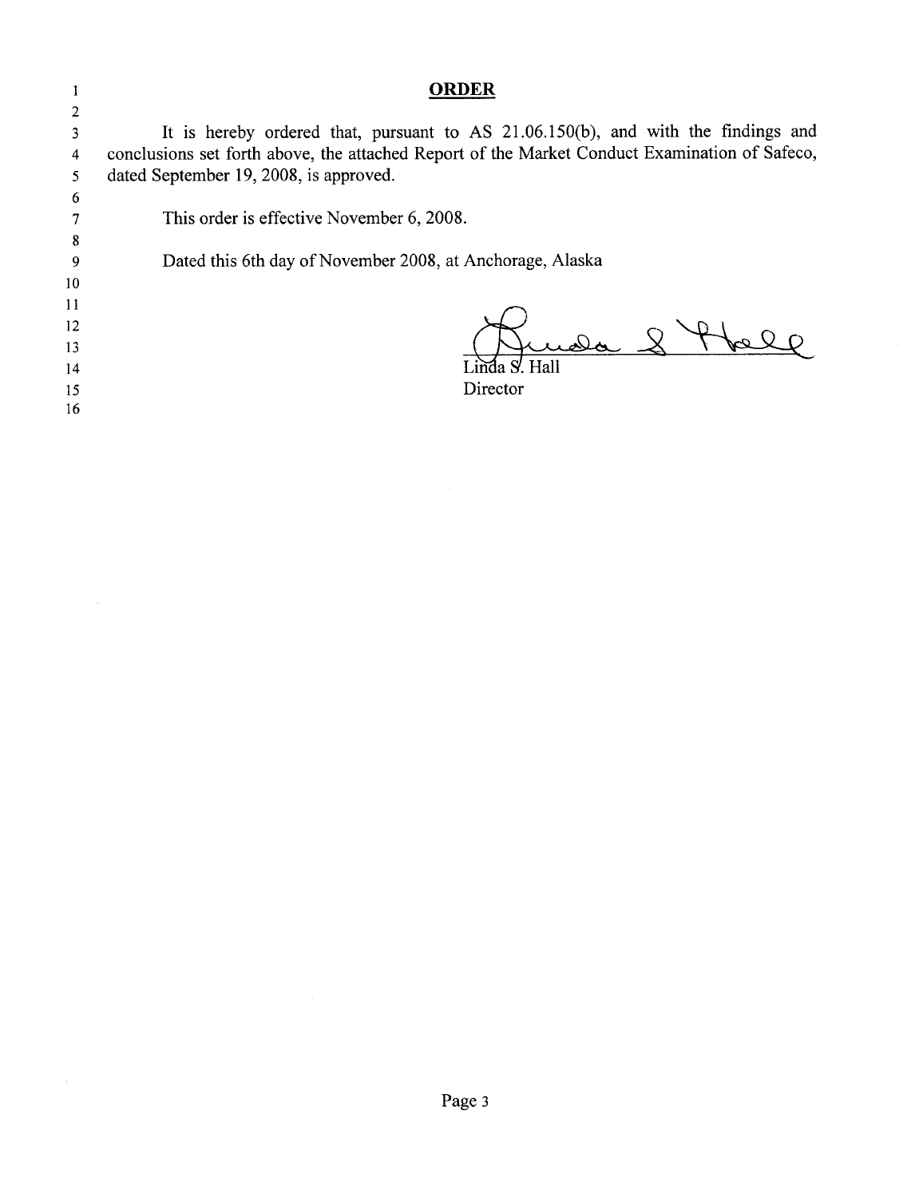# **ORDER**

It is hereby ordered that, pursuant to AS 21.06.150(b), and with the findings and conclusions set forth above, the attached Report of the Market Conduct Examination of Safeco, dated September 19, 2008, is approved.

This order is effective November 6, 2008.

Dated this 6th day of November 2008, at Anchorage, Alaska

Linda S. Hall
Director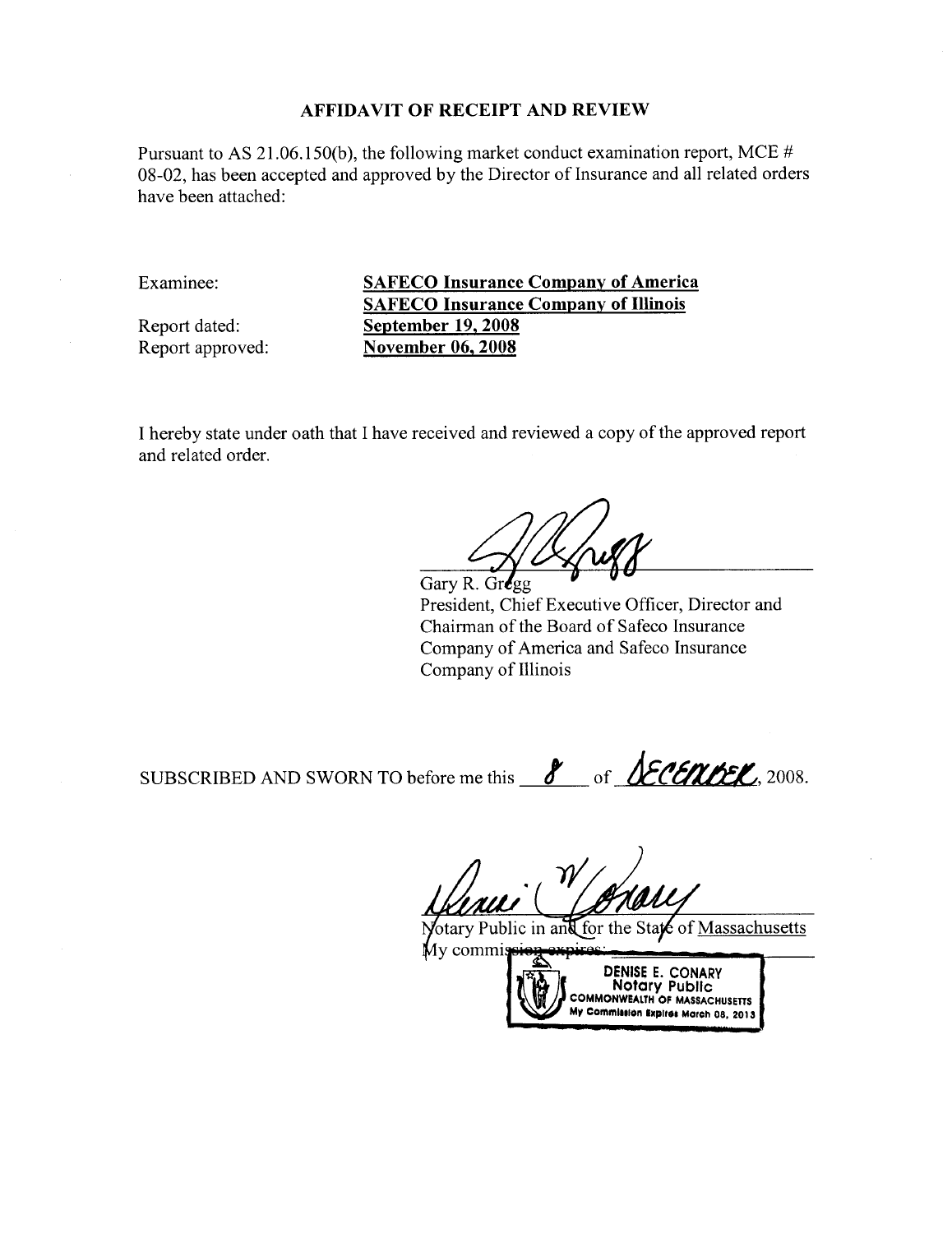# AFFIDAVIT OF RECEIPT AND REVIEW

Pursuant to AS 21.06.150(b), the following market conduct examination report, MCE # 08-02, has been accepted and approved by the Director of Insurance and all related orders have been attached:

| | |
|---|---|
| Examinee: | **SAFECO Insurance Company of America** |
| | **SAFECO Insurance Company of Illinois** |
| Report dated: | **September 19, 2008** |
| Report approved: | **November 06, 2008** |

I hereby state under oath that I have received and reviewed a copy of the approved report and related order.

Gary R. Gregg
President, Chief Executive Officer, Director and Chairman of the Board of Safeco Insurance Company of America and Safeco Insurance Company of Illinois

SUBSCRIBED AND SWORN TO before me this 8 of December, 2008.

Notary Public in and for the State of Massachusetts
My commission expires:

DENISE E. CONARY
Notary Public
COMMONWEALTH OF MASSACHUSETTS
My Commission Expires March 08, 2013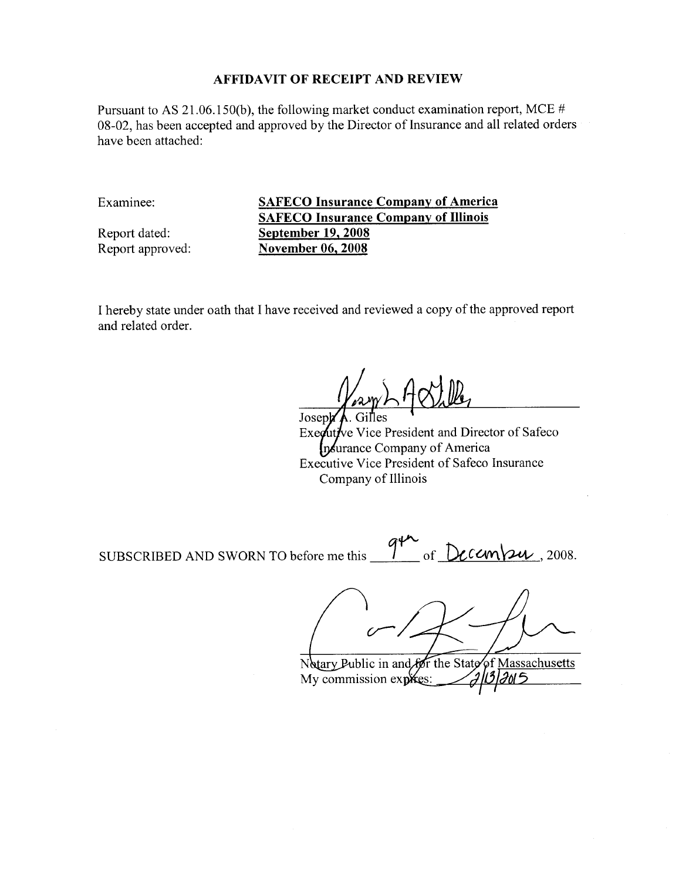# AFFIDAVIT OF RECEIPT AND REVIEW

Pursuant to AS 21.06.150(b), the following market conduct examination report, MCE # 08-02, has been accepted and approved by the Director of Insurance and all related orders have been attached:

| | |
|---|---|
| Examinee: | **SAFECO Insurance Company of America** |
| | **SAFECO Insurance Company of Illinois** |
| Report dated: | **September 19, 2008** |
| Report approved: | **November 06, 2008** |

I hereby state under oath that I have received and reviewed a copy of the approved report and related order.

Joseph A. Gilles
Executive Vice President and Director of Safeco Insurance Company of America
Executive Vice President of Safeco Insurance Company of Illinois

SUBSCRIBED AND SWORN TO before me this 9th of December, 2008.

Notary Public in and for the State of Massachusetts
My commission expires: 2/13/2015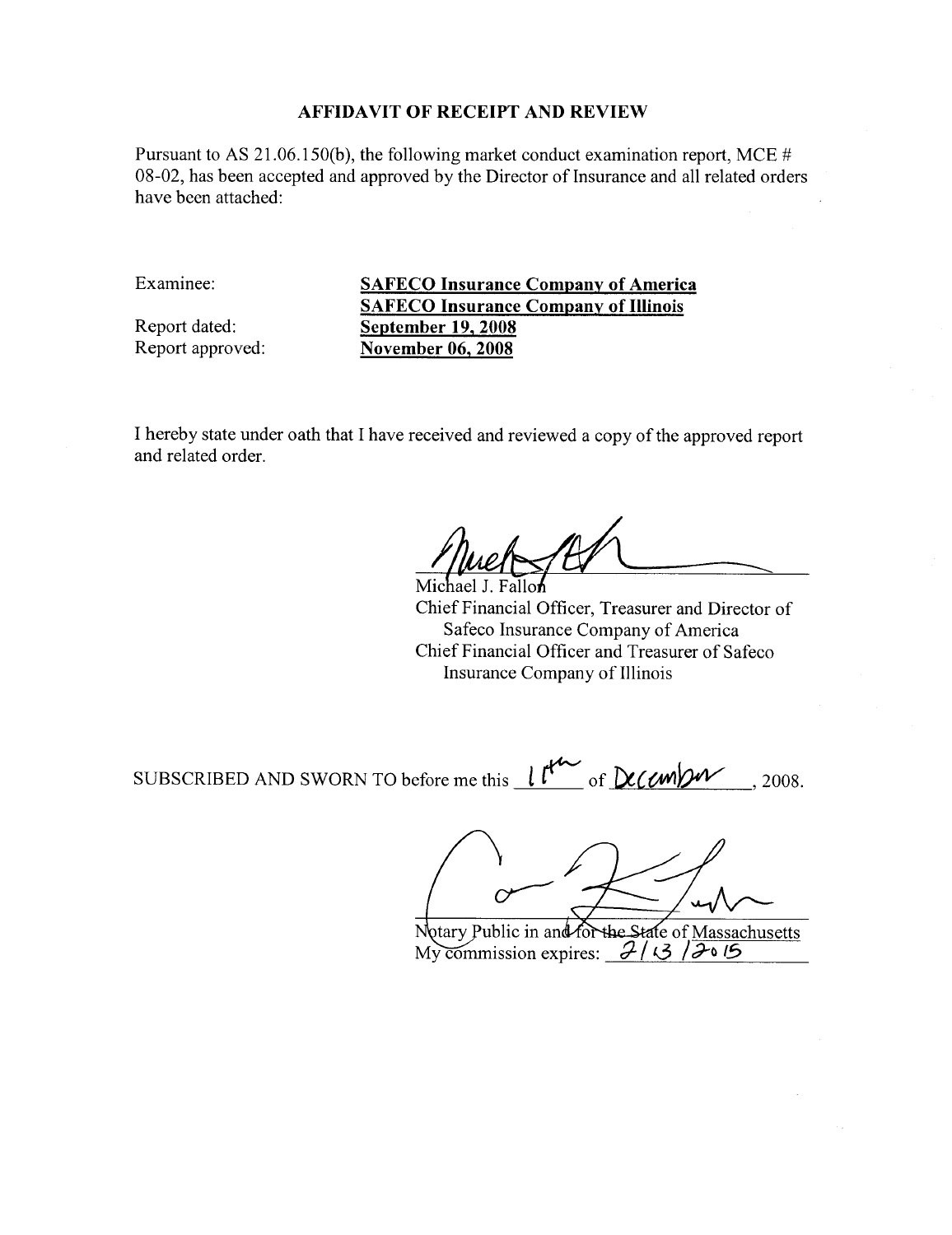# AFFIDAVIT OF RECEIPT AND REVIEW

Pursuant to AS 21.06.150(b), the following market conduct examination report, MCE # 08-02, has been accepted and approved by the Director of Insurance and all related orders have been attached:

| | |
|---|---|
| Examinee: | **SAFECO Insurance Company of America** |
| | **SAFECO Insurance Company of Illinois** |
| Report dated: | **September 19, 2008** |
| Report approved: | **November 06, 2008** |

I hereby state under oath that I have received and reviewed a copy of the approved report and related order.

Michael J. Fallon
Chief Financial Officer, Treasurer and Director of Safeco Insurance Company of America
Chief Financial Officer and Treasurer of Safeco Insurance Company of Illinois

SUBSCRIBED AND SWORN TO before me this 11th of December, 2008.

Notary Public in and for the State of Massachusetts
My commission expires: 2/13/2015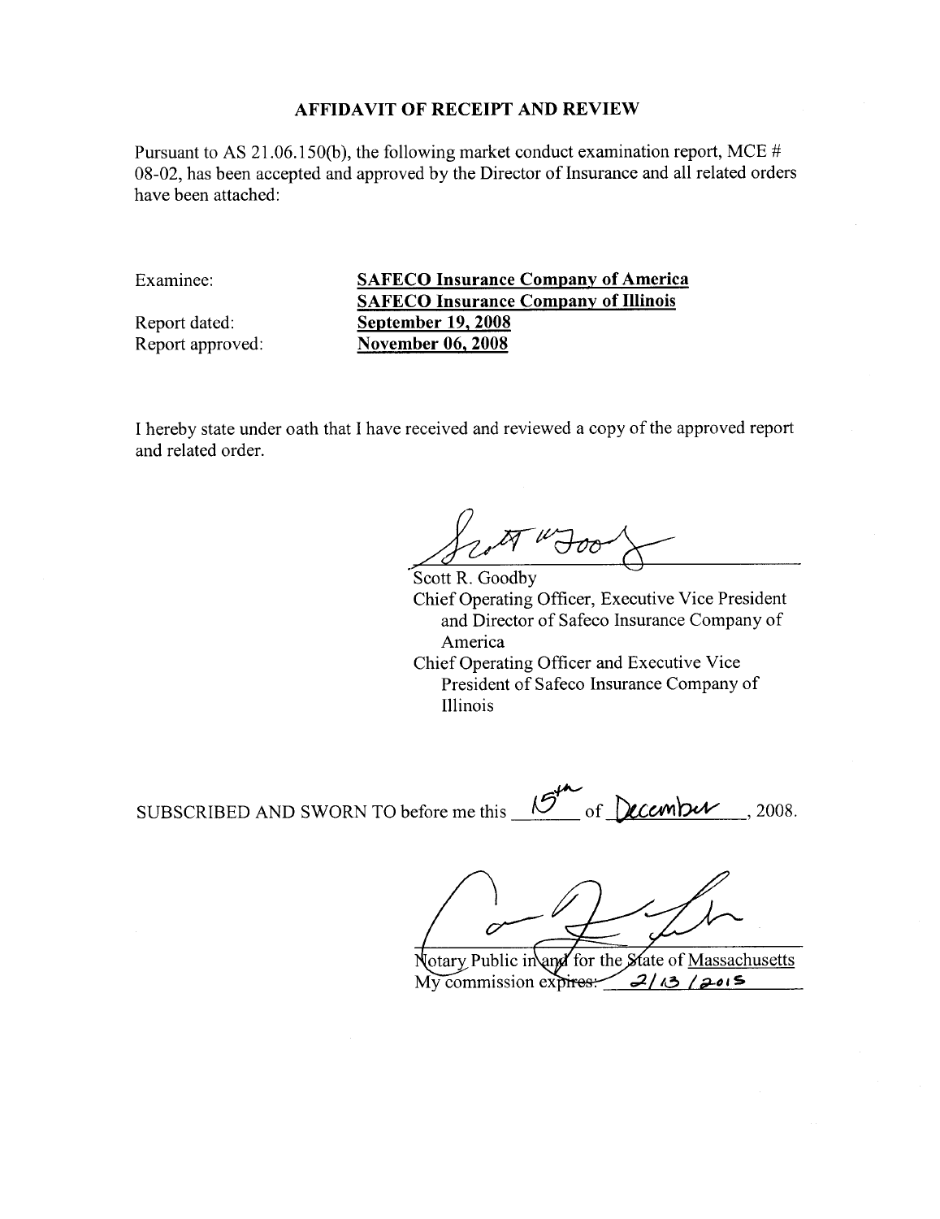# AFFIDAVIT OF RECEIPT AND REVIEW

Pursuant to AS 21.06.150(b), the following market conduct examination report, MCE # 08-02, has been accepted and approved by the Director of Insurance and all related orders have been attached:

| | |
|---|---|
| Examinee: | **SAFECO Insurance Company of America** |
| | **SAFECO Insurance Company of Illinois** |
| Report dated: | **September 19, 2008** |
| Report approved: | **November 06, 2008** |

I hereby state under oath that I have received and reviewed a copy of the approved report and related order.

Scott R. Goodby
Chief Operating Officer, Executive Vice President and Director of Safeco Insurance Company of America
Chief Operating Officer and Executive Vice President of Safeco Insurance Company of Illinois

SUBSCRIBED AND SWORN TO before me this 15th of December, 2008.

Notary Public in and for the State of Massachusetts
My commission expires: 2/13/2015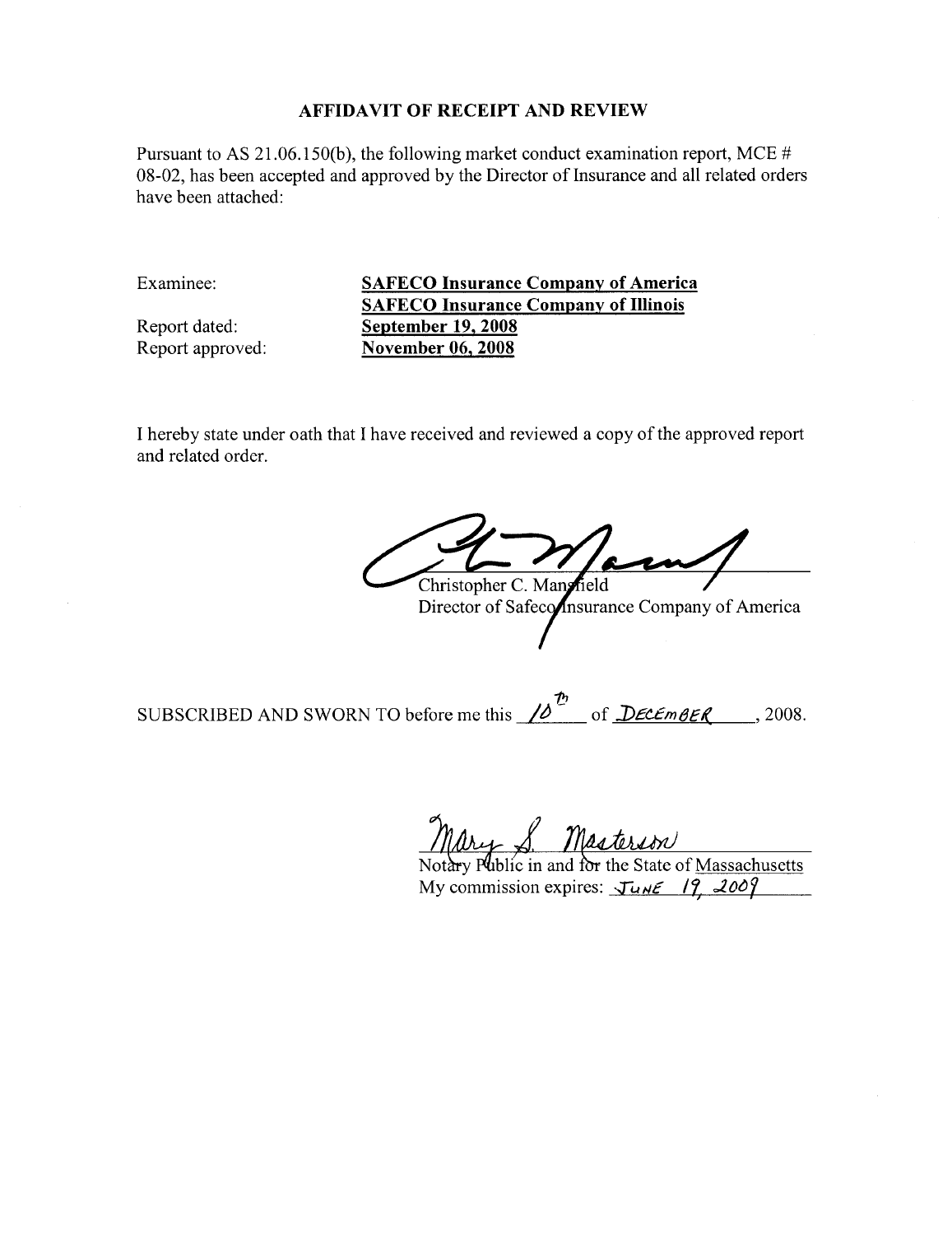## AFFIDAVIT OF RECEIPT AND REVIEW

Pursuant to AS 21.06.150(b), the following market conduct examination report, MCE # 08-02, has been accepted and approved by the Director of Insurance and all related orders have been attached:

| | |
|---|---|
| Examinee: | **SAFECO Insurance Company of America** |
| | **SAFECO Insurance Company of Illinois** |
| Report dated: | **September 19, 2008** |
| Report approved: | **November 06, 2008** |

I hereby state under oath that I have received and reviewed a copy of the approved report and related order.

Christopher C. Mansfield
Director of Safeco Insurance Company of America

SUBSCRIBED AND SWORN TO before me this 10th of DECEMBER, 2008.

Mary S. Masterson
Notary Public in and for the State of Massachusetts
My commission expires: June 19, 2009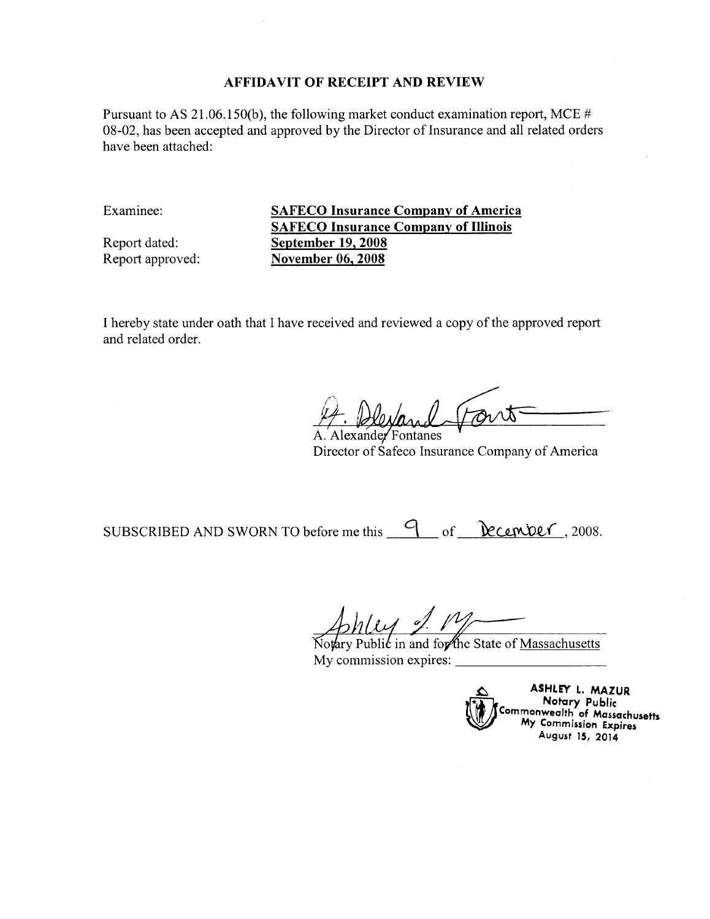# AFFIDAVIT OF RECEIPT AND REVIEW

Pursuant to AS 21.06.150(b), the following market conduct examination report, MCE # 08-02, has been accepted and approved by the Director of Insurance and all related orders have been attached:

| | |
|---|---|
| Examinee: | **SAFECO Insurance Company of America** |
| | **SAFECO Insurance Company of Illinois** |
| Report dated: | **September 19, 2008** |
| Report approved: | **November 06, 2008** |

I hereby state under oath that I have received and reviewed a copy of the approved report and related order.

A. Alexander Fontanes
Director of Safeco Insurance Company of America

SUBSCRIBED AND SWORN TO before me this 9 of December, 2008.

Notary Public in and for the State of Massachusetts
My commission expires: \_\_\_\_\_\_\_\_\_\_\_\_

ASHLEY L. MAZUR
Notary Public
Commonwealth of Massachusetts
My Commission Expires
August 15, 2014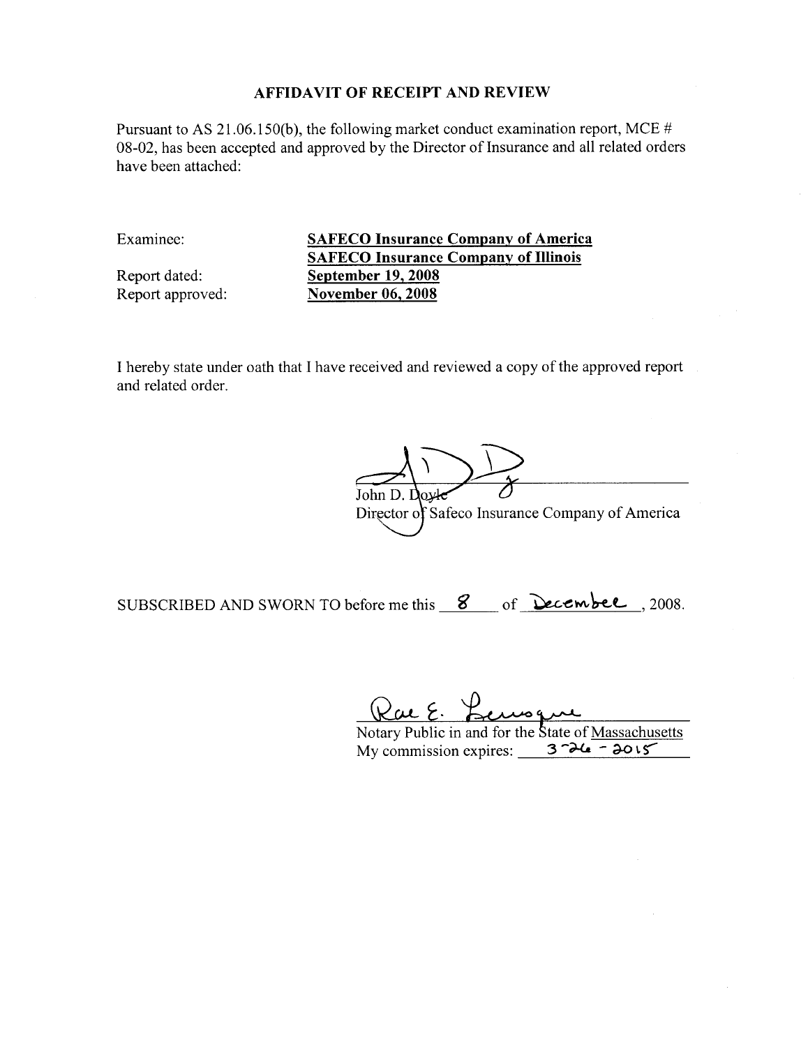# AFFIDAVIT OF RECEIPT AND REVIEW

Pursuant to AS 21.06.150(b), the following market conduct examination report, MCE # 08-02, has been accepted and approved by the Director of Insurance and all related orders have been attached:

| | |
|---|---|
| Examinee: | **SAFECO Insurance Company of America** |
| | **SAFECO Insurance Company of Illinois** |
| Report dated: | **September 19, 2008** |
| Report approved: | **November 06, 2008** |

I hereby state under oath that I have received and reviewed a copy of the approved report and related order.

John D. Doyle
Director of Safeco Insurance Company of America

SUBSCRIBED AND SWORN TO before me this 8 of December, 2008.

Rae E. Levesque
Notary Public in and for the State of Massachusetts
My commission expires: 3-26-2015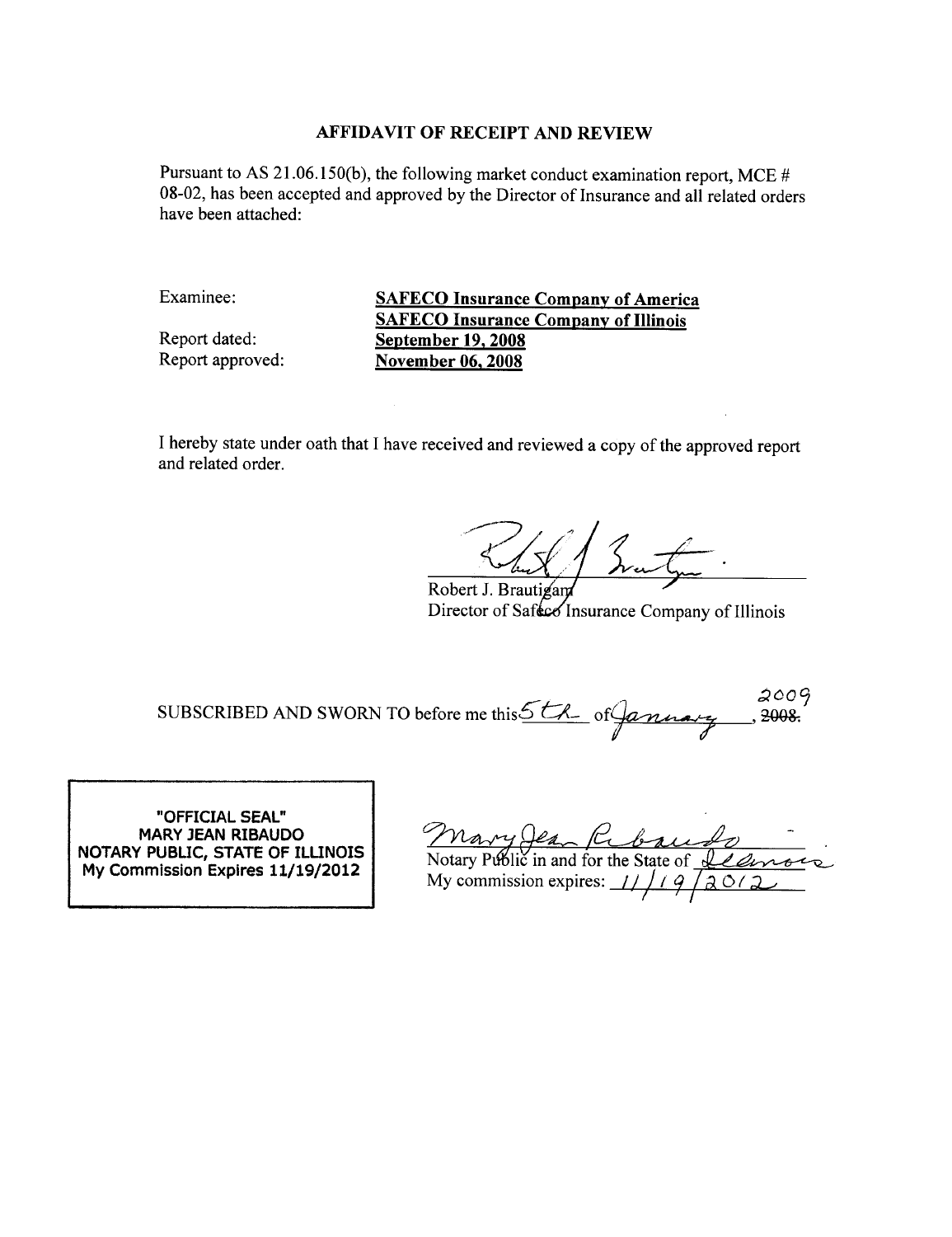# AFFIDAVIT OF RECEIPT AND REVIEW

Pursuant to AS 21.06.150(b), the following market conduct examination report, MCE # 08-02, has been accepted and approved by the Director of Insurance and all related orders have been attached:

| | |
|---|---|
| Examinee: | **SAFECO Insurance Company of America** |
| | **SAFECO Insurance Company of Illinois** |
| Report dated: | **September 19, 2008** |
| Report approved: | **November 06, 2008** |

I hereby state under oath that I have received and reviewed a copy of the approved report and related order.

Robert J. Brautigam
Director of Safeco Insurance Company of Illinois

SUBSCRIBED AND SWORN TO before me this 5th of January, ~~2008.~~ 2009

"OFFICIAL SEAL"
MARY JEAN RIBAUDO
NOTARY PUBLIC, STATE OF ILLINOIS
My Commission Expires 11/19/2012

Mary Jean Ribaudo
Notary Public in and for the State of Illinois
My commission expires: 11/19/2012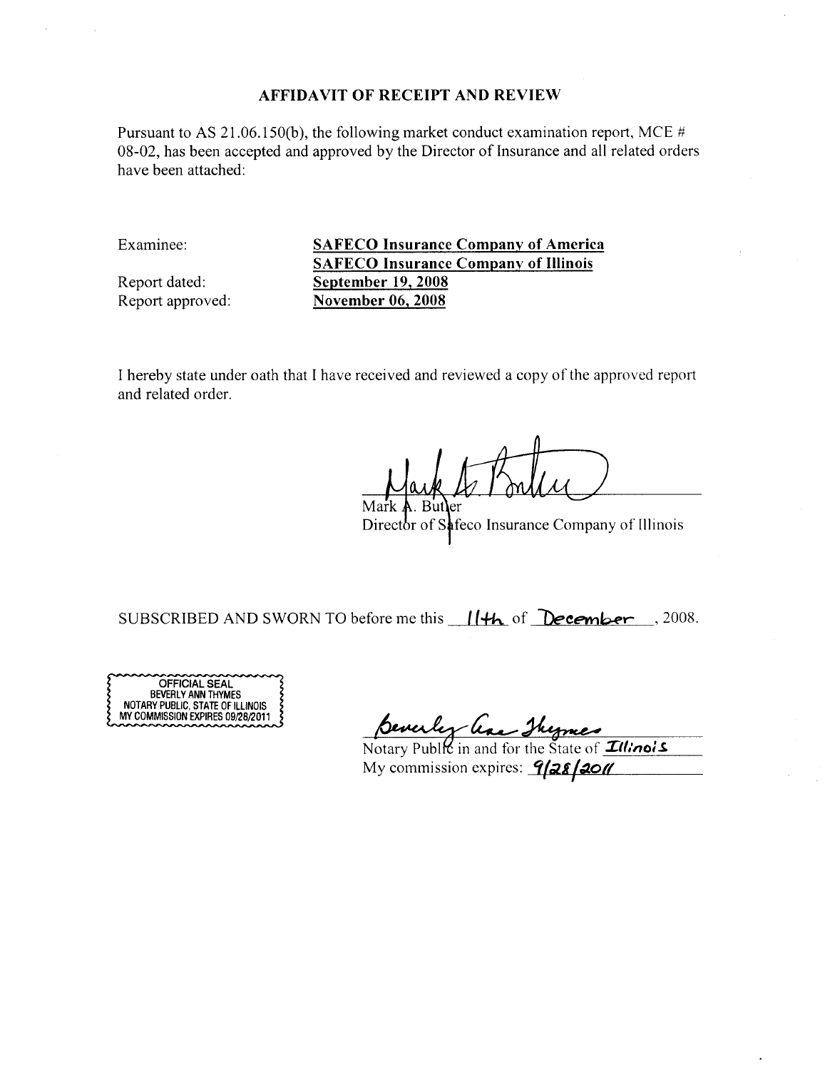# AFFIDAVIT OF RECEIPT AND REVIEW

Pursuant to AS 21.06.150(b), the following market conduct examination report, MCE # 08-02, has been accepted and approved by the Director of Insurance and all related orders have been attached:

| | |
|---|---|
| Examinee: | **SAFECO Insurance Company of America** |
| | **SAFECO Insurance Company of Illinois** |
| Report dated: | **September 19, 2008** |
| Report approved: | **November 06, 2008** |

I hereby state under oath that I have received and reviewed a copy of the approved report and related order.

Mark A. Butler
Director of Safeco Insurance Company of Illinois

SUBSCRIBED AND SWORN TO before me this 11th of December, 2008.

OFFICIAL SEAL
BEVERLY ANN THYMES
NOTARY PUBLIC, STATE OF ILLINOIS
MY COMMISSION EXPIRES 09/28/2011

Beverly Ann Thymes
Notary Public in and for the State of Illinois
My commission expires: 9/28/2011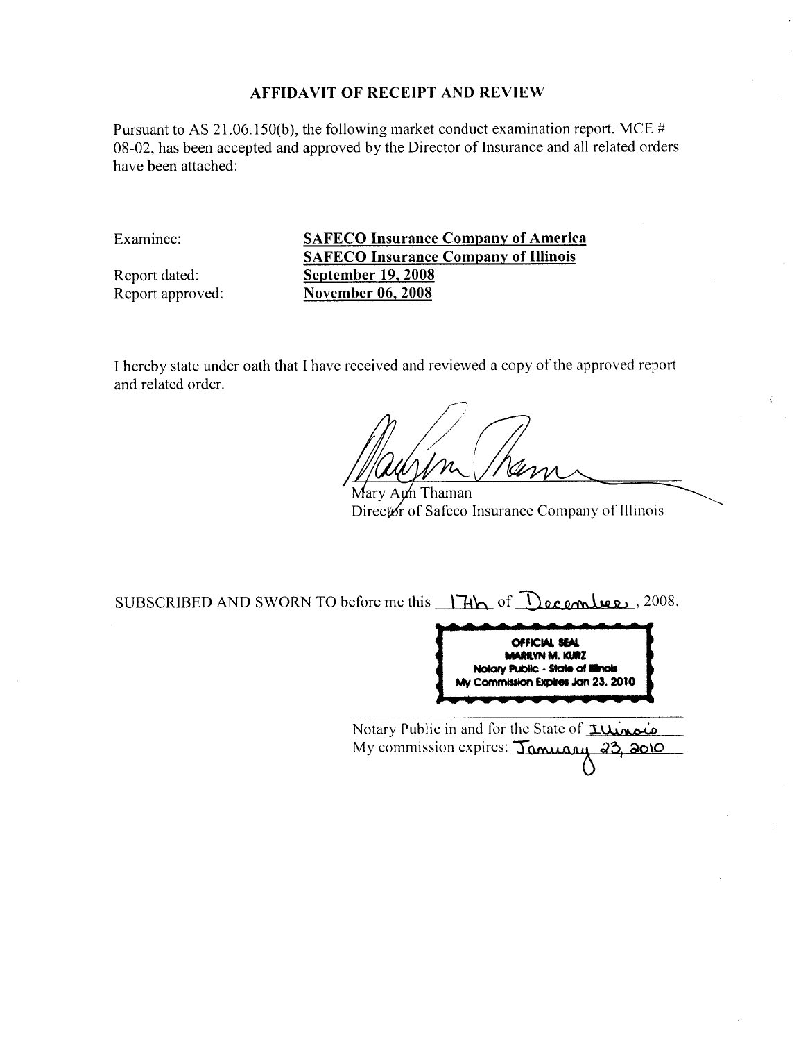# AFFIDAVIT OF RECEIPT AND REVIEW

Pursuant to AS 21.06.150(b), the following market conduct examination report, MCE # 08-02, has been accepted and approved by the Director of Insurance and all related orders have been attached:

| | |
|---|---|
| Examinee: | **SAFECO Insurance Company of America** |
| | **SAFECO Insurance Company of Illinois** |
| Report dated: | **September 19, 2008** |
| Report approved: | **November 06, 2008** |

I hereby state under oath that I have received and reviewed a copy of the approved report and related order.

Mary Ann Thaman
Director of Safeco Insurance Company of Illinois

SUBSCRIBED AND SWORN TO before me this 17th of December, 2008.

OFFICIAL SEAL
MARILYN M. KURZ
Notary Public - State of Illinois
My Commission Expires Jan 23, 2010

Notary Public in and for the State of Illinois
My commission expires: January 23, 2010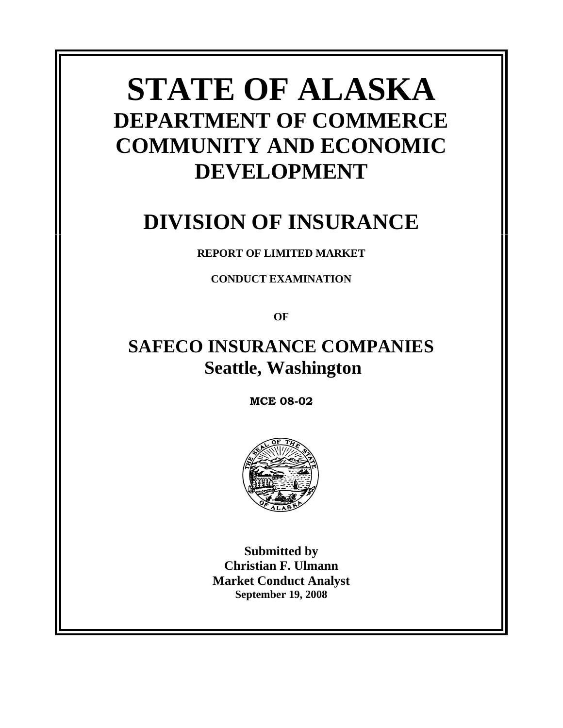# STATE OF ALASKA

## DEPARTMENT OF COMMERCE COMMUNITY AND ECONOMIC DEVELOPMENT

# DIVISION OF INSURANCE

**REPORT OF LIMITED MARKET**

**CONDUCT EXAMINATION**

**OF**

## SAFECO INSURANCE COMPANIES
## Seattle, Washington

**MCE 08-02**

**Submitted by**
**Christian F. Ulmann**
**Market Conduct Analyst**
**September 19, 2008**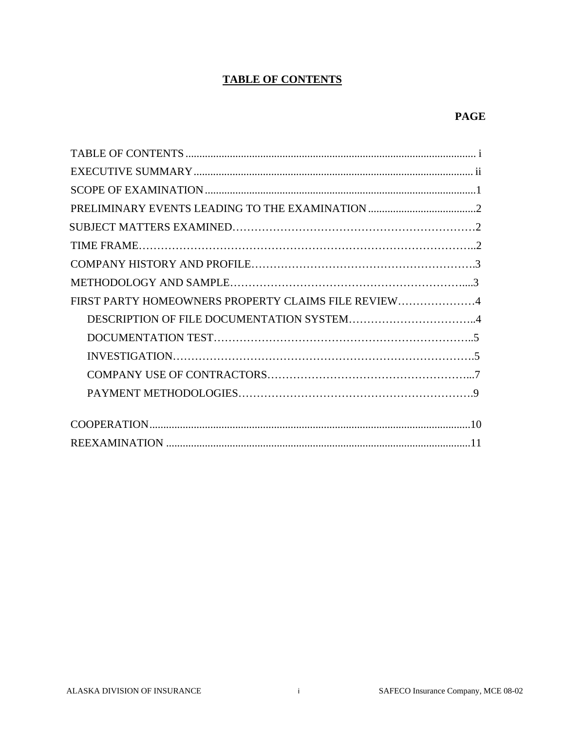# TABLE OF CONTENTS

| | PAGE |
|---|---|
| TABLE OF CONTENTS | i |
| EXECUTIVE SUMMARY | ii |
| SCOPE OF EXAMINATION | 1 |
| PRELIMINARY EVENTS LEADING TO THE EXAMINATION | 2 |
| SUBJECT MATTERS EXAMINED | 2 |
| TIME FRAME | 2 |
| COMPANY HISTORY AND PROFILE | 3 |
| METHODOLOGY AND SAMPLE | 3 |
| FIRST PARTY HOMEOWNERS PROPERTY CLAIMS FILE REVIEW | 4 |
| DESCRIPTION OF FILE DOCUMENTATION SYSTEM | 4 |
| DOCUMENTATION TEST | 5 |
| INVESTIGATION | 5 |
| COMPANY USE OF CONTRACTORS | 7 |
| PAYMENT METHODOLOGIES | 9 |
| COOPERATION | 10 |
| REEXAMINATION | 11 |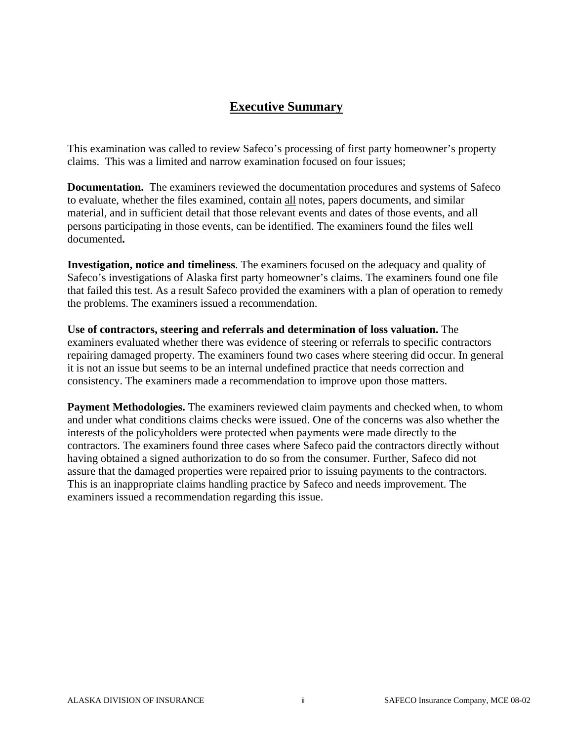# Executive Summary

This examination was called to review Safeco's processing of first party homeowner's property claims. This was a limited and narrow examination focused on four issues;

**Documentation.** The examiners reviewed the documentation procedures and systems of Safeco to evaluate, whether the files examined, contain <u>all</u> notes, papers documents, and similar material, and in sufficient detail that those relevant events and dates of those events, and all persons participating in those events, can be identified. The examiners found the files well documented**.**

**Investigation, notice and timeliness**. The examiners focused on the adequacy and quality of Safeco's investigations of Alaska first party homeowner's claims. The examiners found one file that failed this test. As a result Safeco provided the examiners with a plan of operation to remedy the problems. The examiners issued a recommendation.

**Use of contractors, steering and referrals and determination of loss valuation.** The examiners evaluated whether there was evidence of steering or referrals to specific contractors repairing damaged property. The examiners found two cases where steering did occur. In general it is not an issue but seems to be an internal undefined practice that needs correction and consistency. The examiners made a recommendation to improve upon those matters.

**Payment Methodologies.** The examiners reviewed claim payments and checked when, to whom and under what conditions claims checks were issued. One of the concerns was also whether the interests of the policyholders were protected when payments were made directly to the contractors. The examiners found three cases where Safeco paid the contractors directly without having obtained a signed authorization to do so from the consumer. Further, Safeco did not assure that the damaged properties were repaired prior to issuing payments to the contractors. This is an inappropriate claims handling practice by Safeco and needs improvement. The examiners issued a recommendation regarding this issue.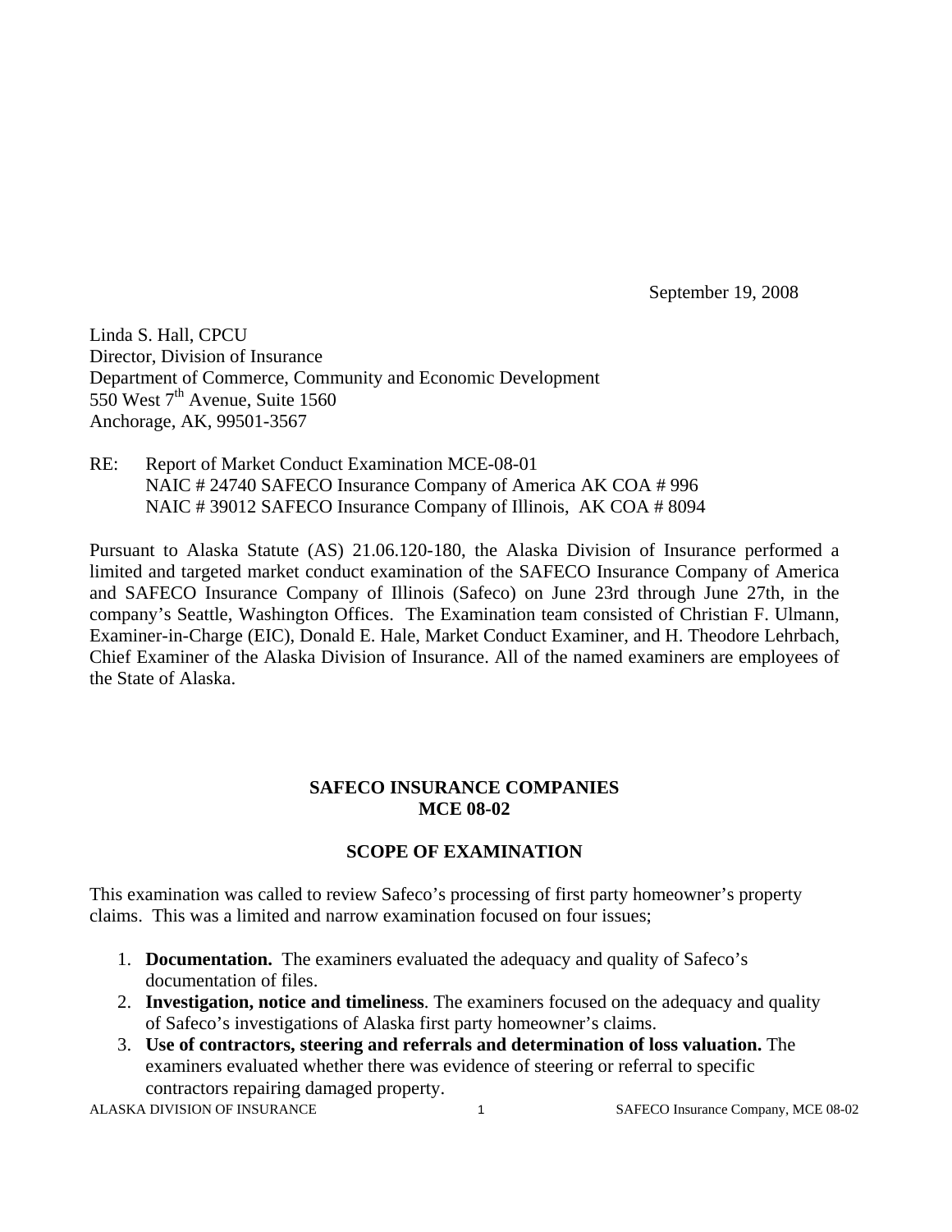September 19, 2008

Linda S. Hall, CPCU
Director, Division of Insurance
Department of Commerce, Community and Economic Development
550 West 7th Avenue, Suite 1560
Anchorage, AK, 99501-3567

RE: Report of Market Conduct Examination MCE-08-01
NAIC # 24740 SAFECO Insurance Company of America AK COA # 996
NAIC # 39012 SAFECO Insurance Company of Illinois, AK COA # 8094

Pursuant to Alaska Statute (AS) 21.06.120-180, the Alaska Division of Insurance performed a limited and targeted market conduct examination of the SAFECO Insurance Company of America and SAFECO Insurance Company of Illinois (Safeco) on June 23rd through June 27th, in the company's Seattle, Washington Offices. The Examination team consisted of Christian F. Ulmann, Examiner-in-Charge (EIC), Donald E. Hale, Market Conduct Examiner, and H. Theodore Lehrbach, Chief Examiner of the Alaska Division of Insurance. All of the named examiners are employees of the State of Alaska.

## SAFECO INSURANCE COMPANIES
## MCE 08-02

## SCOPE OF EXAMINATION

This examination was called to review Safeco's processing of first party homeowner's property claims. This was a limited and narrow examination focused on four issues;

1. **Documentation.** The examiners evaluated the adequacy and quality of Safeco's documentation of files.
2. **Investigation, notice and timeliness**. The examiners focused on the adequacy and quality of Safeco's investigations of Alaska first party homeowner's claims.
3. **Use of contractors, steering and referrals and determination of loss valuation.** The examiners evaluated whether there was evidence of steering or referral to specific contractors repairing damaged property.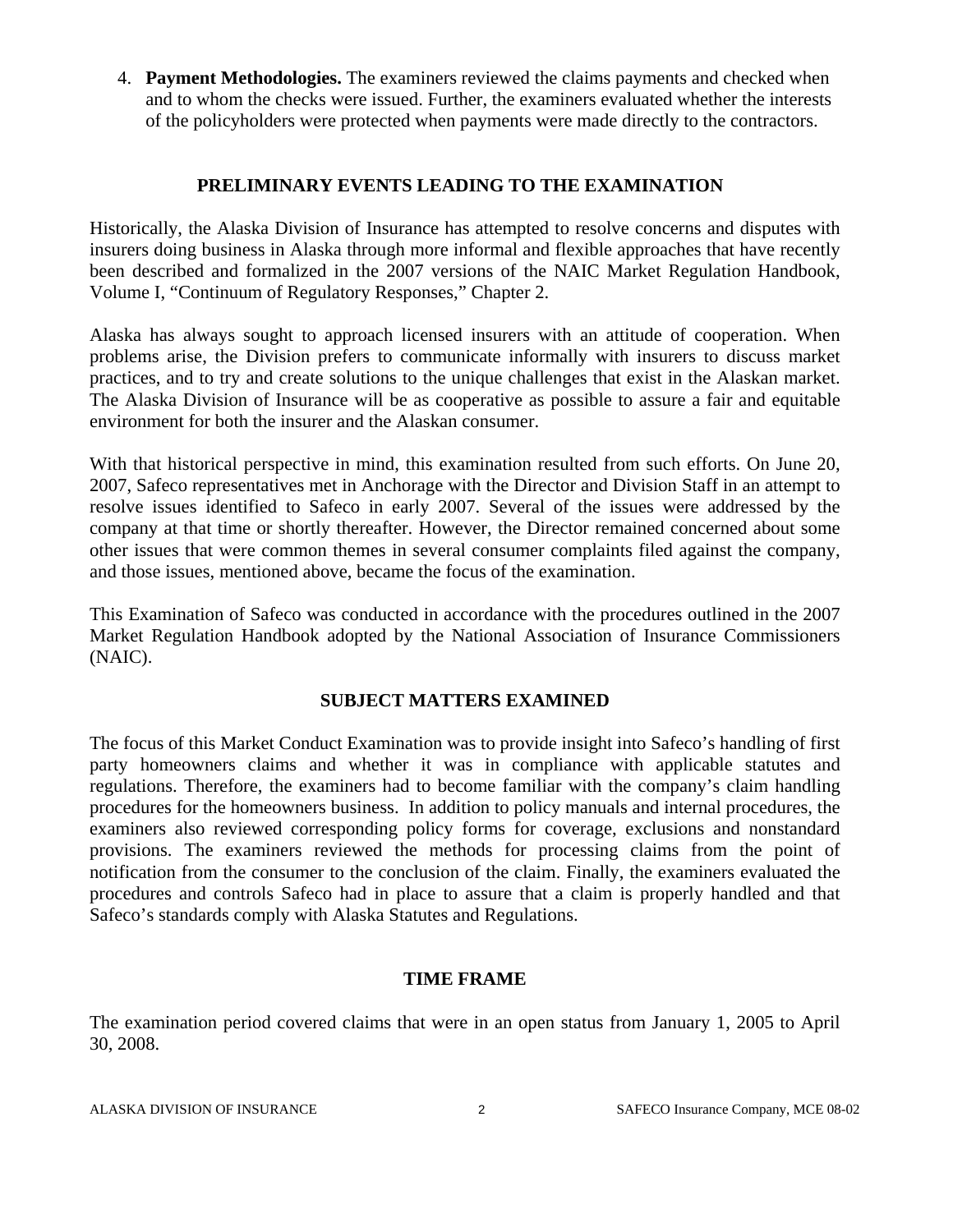4. **Payment Methodologies.** The examiners reviewed the claims payments and checked when and to whom the checks were issued. Further, the examiners evaluated whether the interests of the policyholders were protected when payments were made directly to the contractors.

## PRELIMINARY EVENTS LEADING TO THE EXAMINATION

Historically, the Alaska Division of Insurance has attempted to resolve concerns and disputes with insurers doing business in Alaska through more informal and flexible approaches that have recently been described and formalized in the 2007 versions of the NAIC Market Regulation Handbook, Volume I, "Continuum of Regulatory Responses," Chapter 2.

Alaska has always sought to approach licensed insurers with an attitude of cooperation. When problems arise, the Division prefers to communicate informally with insurers to discuss market practices, and to try and create solutions to the unique challenges that exist in the Alaskan market. The Alaska Division of Insurance will be as cooperative as possible to assure a fair and equitable environment for both the insurer and the Alaskan consumer.

With that historical perspective in mind, this examination resulted from such efforts. On June 20, 2007, Safeco representatives met in Anchorage with the Director and Division Staff in an attempt to resolve issues identified to Safeco in early 2007. Several of the issues were addressed by the company at that time or shortly thereafter. However, the Director remained concerned about some other issues that were common themes in several consumer complaints filed against the company, and those issues, mentioned above, became the focus of the examination.

This Examination of Safeco was conducted in accordance with the procedures outlined in the 2007 Market Regulation Handbook adopted by the National Association of Insurance Commissioners (NAIC).

## SUBJECT MATTERS EXAMINED

The focus of this Market Conduct Examination was to provide insight into Safeco's handling of first party homeowners claims and whether it was in compliance with applicable statutes and regulations. Therefore, the examiners had to become familiar with the company's claim handling procedures for the homeowners business. In addition to policy manuals and internal procedures, the examiners also reviewed corresponding policy forms for coverage, exclusions and nonstandard provisions. The examiners reviewed the methods for processing claims from the point of notification from the consumer to the conclusion of the claim. Finally, the examiners evaluated the procedures and controls Safeco had in place to assure that a claim is properly handled and that Safeco's standards comply with Alaska Statutes and Regulations.

## TIME FRAME

The examination period covered claims that were in an open status from January 1, 2005 to April 30, 2008.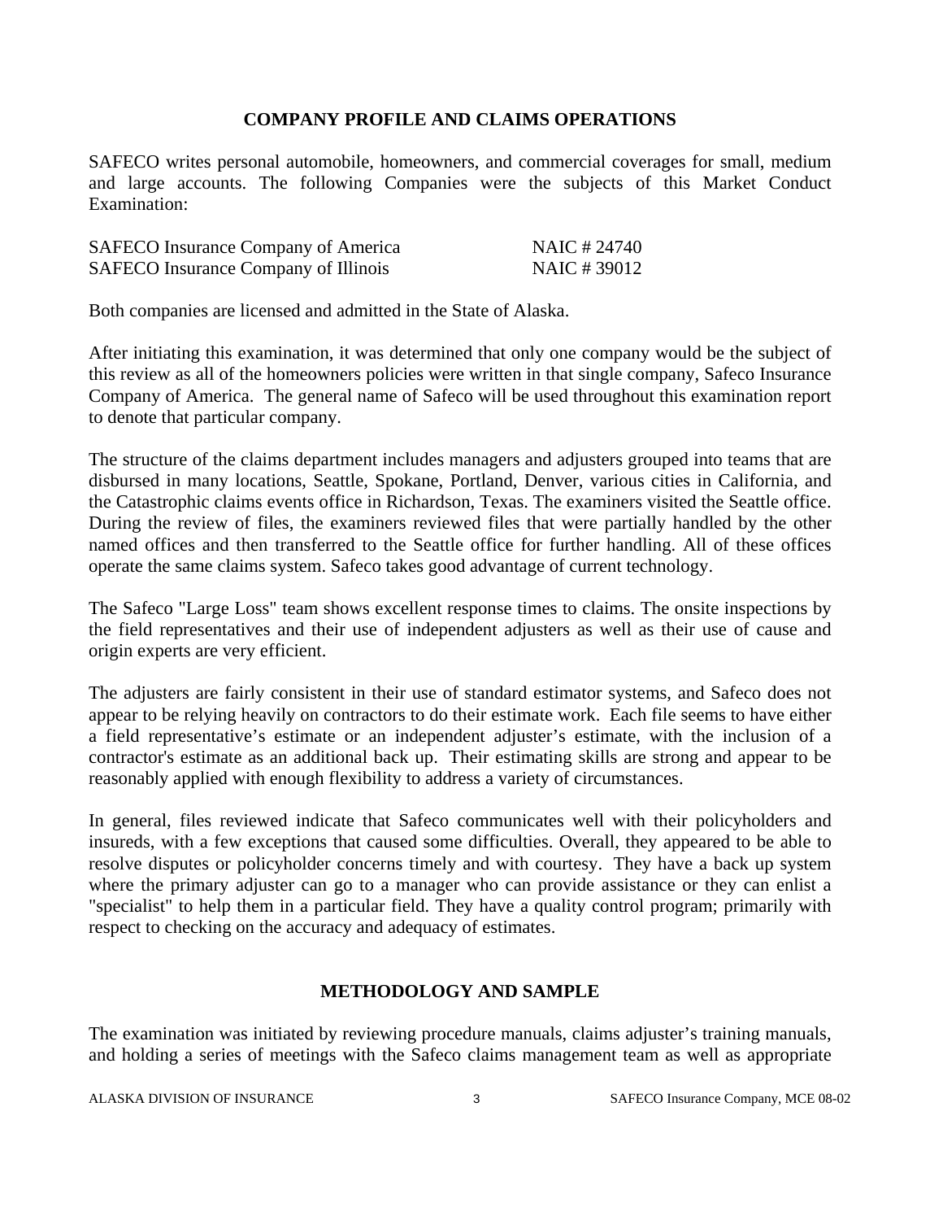## COMPANY PROFILE AND CLAIMS OPERATIONS

SAFECO writes personal automobile, homeowners, and commercial coverages for small, medium and large accounts. The following Companies were the subjects of this Market Conduct Examination:

| | |
|---|---|
| SAFECO Insurance Company of America | NAIC # 24740 |
| SAFECO Insurance Company of Illinois | NAIC # 39012 |

Both companies are licensed and admitted in the State of Alaska.

After initiating this examination, it was determined that only one company would be the subject of this review as all of the homeowners policies were written in that single company, Safeco Insurance Company of America. The general name of Safeco will be used throughout this examination report to denote that particular company.

The structure of the claims department includes managers and adjusters grouped into teams that are disbursed in many locations, Seattle, Spokane, Portland, Denver, various cities in California, and the Catastrophic claims events office in Richardson, Texas. The examiners visited the Seattle office. During the review of files, the examiners reviewed files that were partially handled by the other named offices and then transferred to the Seattle office for further handling. All of these offices operate the same claims system. Safeco takes good advantage of current technology.

The Safeco "Large Loss" team shows excellent response times to claims. The onsite inspections by the field representatives and their use of independent adjusters as well as their use of cause and origin experts are very efficient.

The adjusters are fairly consistent in their use of standard estimator systems, and Safeco does not appear to be relying heavily on contractors to do their estimate work. Each file seems to have either a field representative's estimate or an independent adjuster's estimate, with the inclusion of a contractor's estimate as an additional back up. Their estimating skills are strong and appear to be reasonably applied with enough flexibility to address a variety of circumstances.

In general, files reviewed indicate that Safeco communicates well with their policyholders and insureds, with a few exceptions that caused some difficulties. Overall, they appeared to be able to resolve disputes or policyholder concerns timely and with courtesy. They have a back up system where the primary adjuster can go to a manager who can provide assistance or they can enlist a "specialist" to help them in a particular field. They have a quality control program; primarily with respect to checking on the accuracy and adequacy of estimates.

## METHODOLOGY AND SAMPLE

The examination was initiated by reviewing procedure manuals, claims adjuster's training manuals, and holding a series of meetings with the Safeco claims management team as well as appropriate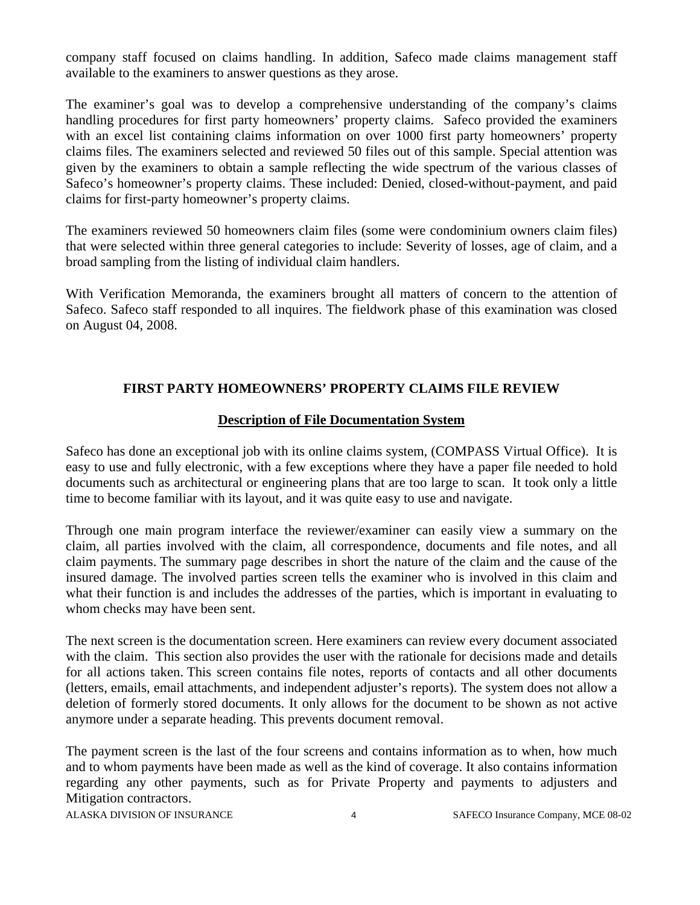company staff focused on claims handling. In addition, Safeco made claims management staff available to the examiners to answer questions as they arose.

The examiner's goal was to develop a comprehensive understanding of the company's claims handling procedures for first party homeowners' property claims. Safeco provided the examiners with an excel list containing claims information on over 1000 first party homeowners' property claims files. The examiners selected and reviewed 50 files out of this sample. Special attention was given by the examiners to obtain a sample reflecting the wide spectrum of the various classes of Safeco's homeowner's property claims. These included: Denied, closed-without-payment, and paid claims for first-party homeowner's property claims.

The examiners reviewed 50 homeowners claim files (some were condominium owners claim files) that were selected within three general categories to include: Severity of losses, age of claim, and a broad sampling from the listing of individual claim handlers.

With Verification Memoranda, the examiners brought all matters of concern to the attention of Safeco. Safeco staff responded to all inquires. The fieldwork phase of this examination was closed on August 04, 2008.

## FIRST PARTY HOMEOWNERS' PROPERTY CLAIMS FILE REVIEW

### Description of File Documentation System

Safeco has done an exceptional job with its online claims system, (COMPASS Virtual Office). It is easy to use and fully electronic, with a few exceptions where they have a paper file needed to hold documents such as architectural or engineering plans that are too large to scan. It took only a little time to become familiar with its layout, and it was quite easy to use and navigate.

Through one main program interface the reviewer/examiner can easily view a summary on the claim, all parties involved with the claim, all correspondence, documents and file notes, and all claim payments. The summary page describes in short the nature of the claim and the cause of the insured damage. The involved parties screen tells the examiner who is involved in this claim and what their function is and includes the addresses of the parties, which is important in evaluating to whom checks may have been sent.

The next screen is the documentation screen. Here examiners can review every document associated with the claim. This section also provides the user with the rationale for decisions made and details for all actions taken. This screen contains file notes, reports of contacts and all other documents (letters, emails, email attachments, and independent adjuster's reports). The system does not allow a deletion of formerly stored documents. It only allows for the document to be shown as not active anymore under a separate heading. This prevents document removal.

The payment screen is the last of the four screens and contains information as to when, how much and to whom payments have been made as well as the kind of coverage. It also contains information regarding any other payments, such as for Private Property and payments to adjusters and Mitigation contractors.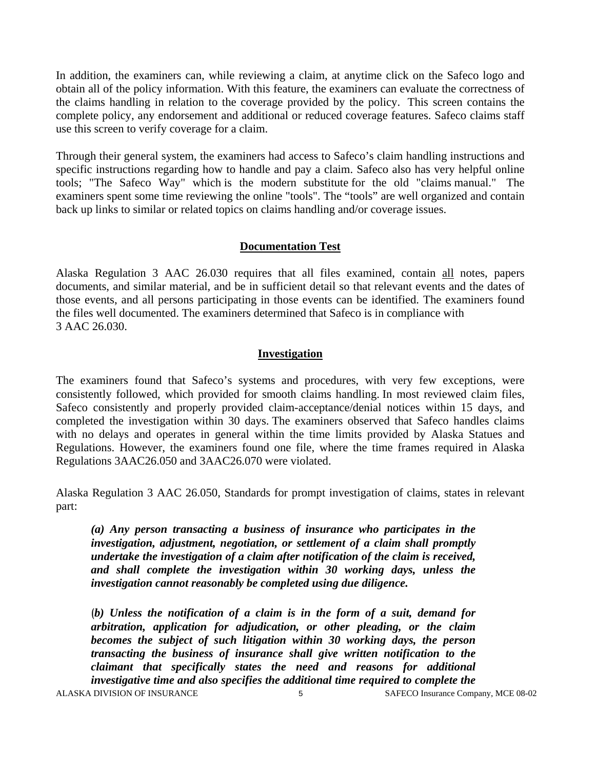In addition, the examiners can, while reviewing a claim, at anytime click on the Safeco logo and obtain all of the policy information. With this feature, the examiners can evaluate the correctness of the claims handling in relation to the coverage provided by the policy. This screen contains the complete policy, any endorsement and additional or reduced coverage features. Safeco claims staff use this screen to verify coverage for a claim.

Through their general system, the examiners had access to Safeco's claim handling instructions and specific instructions regarding how to handle and pay a claim. Safeco also has very helpful online tools; "The Safeco Way" which is the modern substitute for the old "claims manual." The examiners spent some time reviewing the online "tools". The "tools" are well organized and contain back up links to similar or related topics on claims handling and/or coverage issues.

## Documentation Test

Alaska Regulation 3 AAC 26.030 requires that all files examined, contain all notes, papers documents, and similar material, and be in sufficient detail so that relevant events and the dates of those events, and all persons participating in those events can be identified. The examiners found the files well documented. The examiners determined that Safeco is in compliance with 3 AAC 26.030.

## Investigation

The examiners found that Safeco's systems and procedures, with very few exceptions, were consistently followed, which provided for smooth claims handling. In most reviewed claim files, Safeco consistently and properly provided claim-acceptance/denial notices within 15 days, and completed the investigation within 30 days. The examiners observed that Safeco handles claims with no delays and operates in general within the time limits provided by Alaska Statues and Regulations. However, the examiners found one file, where the time frames required in Alaska Regulations 3AAC26.050 and 3AAC26.070 were violated.

Alaska Regulation 3 AAC 26.050, Standards for prompt investigation of claims, states in relevant part:

> ***(a) Any person transacting a business of insurance who participates in the investigation, adjustment, negotiation, or settlement of a claim shall promptly undertake the investigation of a claim after notification of the claim is received, and shall complete the investigation within 30 working days, unless the investigation cannot reasonably be completed using due diligence.***
>
> ***(b) Unless the notification of a claim is in the form of a suit, demand for arbitration, application for adjudication, or other pleading, or the claim becomes the subject of such litigation within 30 working days, the person transacting the business of insurance shall give written notification to the claimant that specifically states the need and reasons for additional investigative time and also specifies the additional time required to complete the***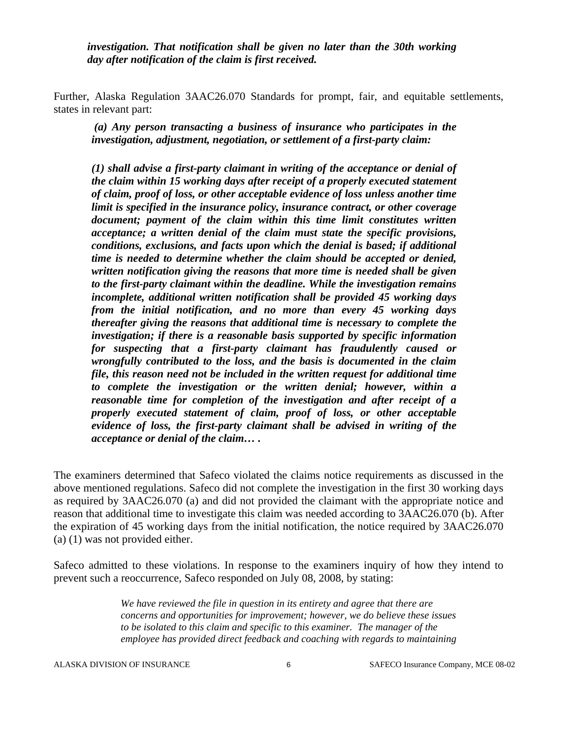> ***investigation. That notification shall be given no later than the 30th working day after notification of the claim is first received.***

Further, Alaska Regulation 3AAC26.070 Standards for prompt, fair, and equitable settlements, states in relevant part:

> ***(a) Any person transacting a business of insurance who participates in the investigation, adjustment, negotiation, or settlement of a first-party claim:***
>
> ***(1) shall advise a first-party claimant in writing of the acceptance or denial of the claim within 15 working days after receipt of a properly executed statement of claim, proof of loss, or other acceptable evidence of loss unless another time limit is specified in the insurance policy, insurance contract, or other coverage document; payment of the claim within this time limit constitutes written acceptance; a written denial of the claim must state the specific provisions, conditions, exclusions, and facts upon which the denial is based; if additional time is needed to determine whether the claim should be accepted or denied, written notification giving the reasons that more time is needed shall be given to the first-party claimant within the deadline. While the investigation remains incomplete, additional written notification shall be provided 45 working days from the initial notification, and no more than every 45 working days thereafter giving the reasons that additional time is necessary to complete the investigation; if there is a reasonable basis supported by specific information for suspecting that a first-party claimant has fraudulently caused or wrongfully contributed to the loss, and the basis is documented in the claim file, this reason need not be included in the written request for additional time to complete the investigation or the written denial; however, within a reasonable time for completion of the investigation and after receipt of a properly executed statement of claim, proof of loss, or other acceptable evidence of loss, the first-party claimant shall be advised in writing of the acceptance or denial of the claim… .***

The examiners determined that Safeco violated the claims notice requirements as discussed in the above mentioned regulations. Safeco did not complete the investigation in the first 30 working days as required by 3AAC26.070 (a) and did not provided the claimant with the appropriate notice and reason that additional time to investigate this claim was needed according to 3AAC26.070 (b). After the expiration of 45 working days from the initial notification, the notice required by 3AAC26.070 (a) (1) was not provided either.

Safeco admitted to these violations. In response to the examiners inquiry of how they intend to prevent such a reoccurrence, Safeco responded on July 08, 2008, by stating:

> *We have reviewed the file in question in its entirety and agree that there are concerns and opportunities for improvement; however, we do believe these issues to be isolated to this claim and specific to this examiner. The manager of the employee has provided direct feedback and coaching with regards to maintaining*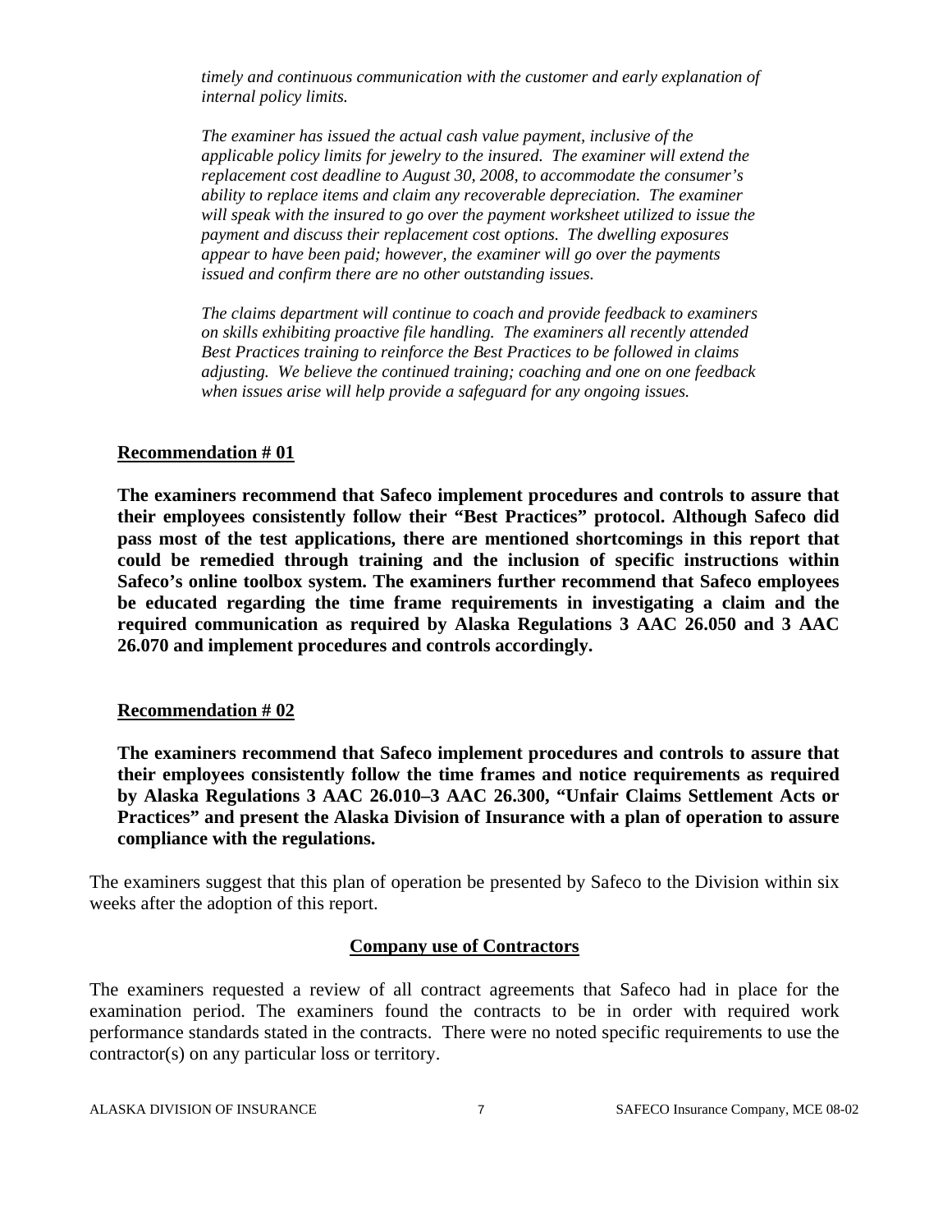*timely and continuous communication with the customer and early explanation of internal policy limits.*

*The examiner has issued the actual cash value payment, inclusive of the applicable policy limits for jewelry to the insured. The examiner will extend the replacement cost deadline to August 30, 2008, to accommodate the consumer's ability to replace items and claim any recoverable depreciation. The examiner will speak with the insured to go over the payment worksheet utilized to issue the payment and discuss their replacement cost options. The dwelling exposures appear to have been paid; however, the examiner will go over the payments issued and confirm there are no other outstanding issues.*

*The claims department will continue to coach and provide feedback to examiners on skills exhibiting proactive file handling. The examiners all recently attended Best Practices training to reinforce the Best Practices to be followed in claims adjusting. We believe the continued training; coaching and one on one feedback when issues arise will help provide a safeguard for any ongoing issues.*

**Recommendation # 01**

**The examiners recommend that Safeco implement procedures and controls to assure that their employees consistently follow their "Best Practices" protocol. Although Safeco did pass most of the test applications, there are mentioned shortcomings in this report that could be remedied through training and the inclusion of specific instructions within Safeco's online toolbox system. The examiners further recommend that Safeco employees be educated regarding the time frame requirements in investigating a claim and the required communication as required by Alaska Regulations 3 AAC 26.050 and 3 AAC 26.070 and implement procedures and controls accordingly.**

**Recommendation # 02**

**The examiners recommend that Safeco implement procedures and controls to assure that their employees consistently follow the time frames and notice requirements as required by Alaska Regulations 3 AAC 26.010–3 AAC 26.300, "Unfair Claims Settlement Acts or Practices" and present the Alaska Division of Insurance with a plan of operation to assure compliance with the regulations.**

The examiners suggest that this plan of operation be presented by Safeco to the Division within six weeks after the adoption of this report.

## Company use of Contractors

The examiners requested a review of all contract agreements that Safeco had in place for the examination period. The examiners found the contracts to be in order with required work performance standards stated in the contracts. There were no noted specific requirements to use the contractor(s) on any particular loss or territory.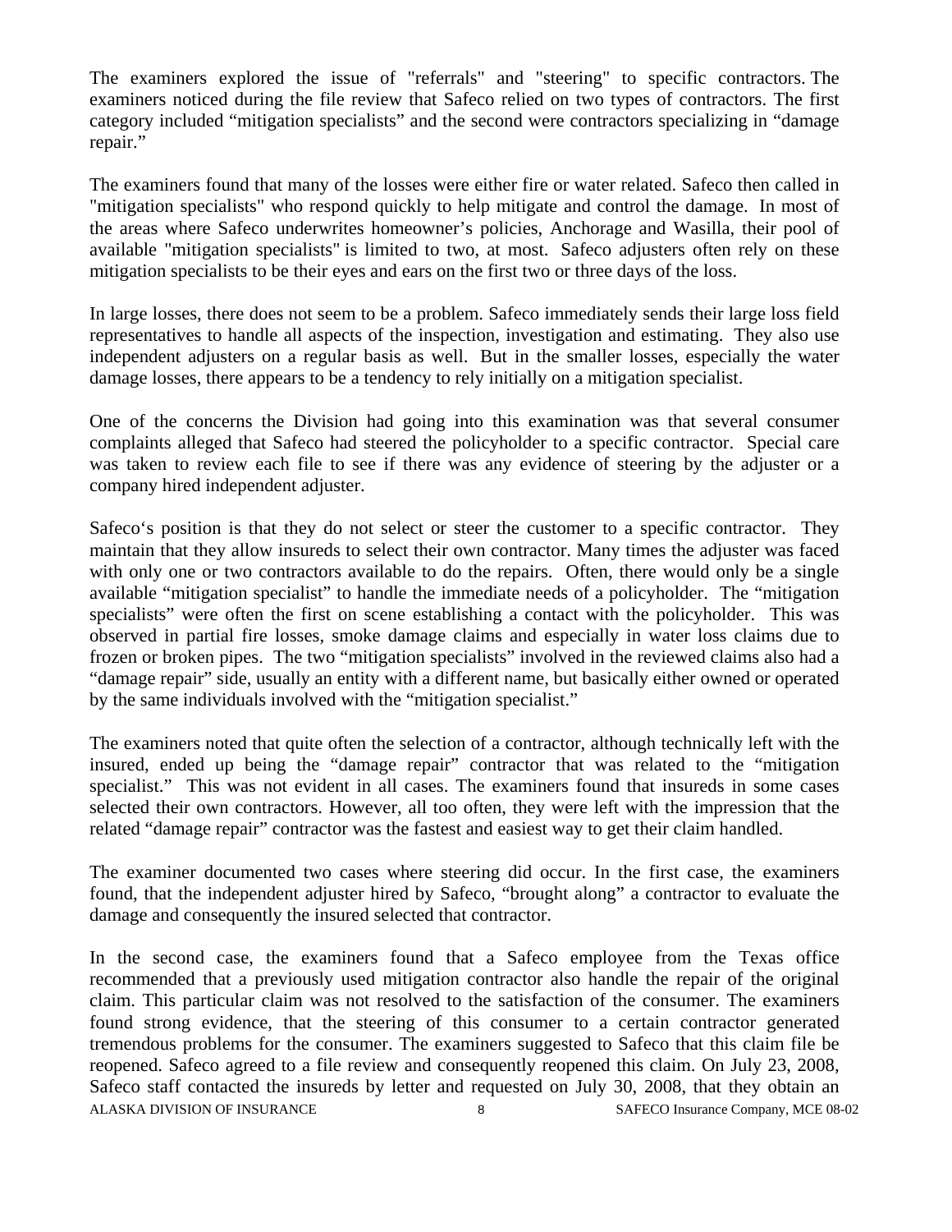The examiners explored the issue of "referrals" and "steering" to specific contractors. The examiners noticed during the file review that Safeco relied on two types of contractors. The first category included “mitigation specialists” and the second were contractors specializing in “damage repair.”

The examiners found that many of the losses were either fire or water related. Safeco then called in "mitigation specialists" who respond quickly to help mitigate and control the damage. In most of the areas where Safeco underwrites homeowner’s policies, Anchorage and Wasilla, their pool of available "mitigation specialists" is limited to two, at most. Safeco adjusters often rely on these mitigation specialists to be their eyes and ears on the first two or three days of the loss.

In large losses, there does not seem to be a problem. Safeco immediately sends their large loss field representatives to handle all aspects of the inspection, investigation and estimating. They also use independent adjusters on a regular basis as well. But in the smaller losses, especially the water damage losses, there appears to be a tendency to rely initially on a mitigation specialist.

One of the concerns the Division had going into this examination was that several consumer complaints alleged that Safeco had steered the policyholder to a specific contractor. Special care was taken to review each file to see if there was any evidence of steering by the adjuster or a company hired independent adjuster.

Safeco‘s position is that they do not select or steer the customer to a specific contractor. They maintain that they allow insureds to select their own contractor. Many times the adjuster was faced with only one or two contractors available to do the repairs. Often, there would only be a single available “mitigation specialist” to handle the immediate needs of a policyholder. The “mitigation specialists” were often the first on scene establishing a contact with the policyholder. This was observed in partial fire losses, smoke damage claims and especially in water loss claims due to frozen or broken pipes. The two “mitigation specialists” involved in the reviewed claims also had a “damage repair” side, usually an entity with a different name, but basically either owned or operated by the same individuals involved with the “mitigation specialist.”

The examiners noted that quite often the selection of a contractor, although technically left with the insured, ended up being the “damage repair” contractor that was related to the “mitigation specialist.” This was not evident in all cases. The examiners found that insureds in some cases selected their own contractors. However, all too often, they were left with the impression that the related “damage repair” contractor was the fastest and easiest way to get their claim handled.

The examiner documented two cases where steering did occur. In the first case, the examiners found, that the independent adjuster hired by Safeco, “brought along” a contractor to evaluate the damage and consequently the insured selected that contractor.

In the second case, the examiners found that a Safeco employee from the Texas office recommended that a previously used mitigation contractor also handle the repair of the original claim. This particular claim was not resolved to the satisfaction of the consumer. The examiners found strong evidence, that the steering of this consumer to a certain contractor generated tremendous problems for the consumer. The examiners suggested to Safeco that this claim file be reopened. Safeco agreed to a file review and consequently reopened this claim. On July 23, 2008, Safeco staff contacted the insureds by letter and requested on July 30, 2008, that they obtain an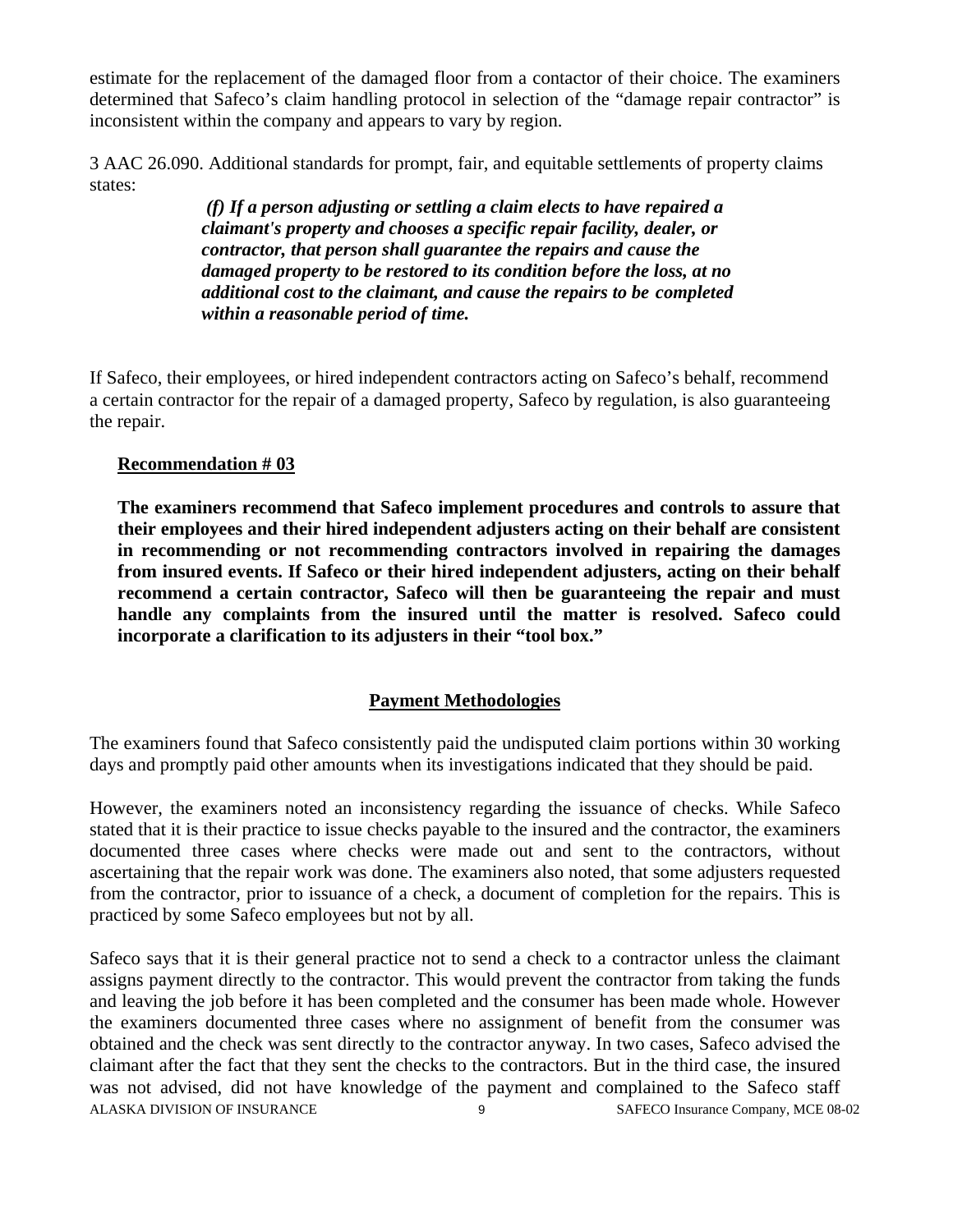estimate for the replacement of the damaged floor from a contactor of their choice. The examiners determined that Safeco's claim handling protocol in selection of the "damage repair contractor" is inconsistent within the company and appears to vary by region.

3 AAC 26.090. Additional standards for prompt, fair, and equitable settlements of property claims states:

> ***(f) If a person adjusting or settling a claim elects to have repaired a claimant's property and chooses a specific repair facility, dealer, or contractor, that person shall guarantee the repairs and cause the damaged property to be restored to its condition before the loss, at no additional cost to the claimant, and cause the repairs to be completed within a reasonable period of time.***

If Safeco, their employees, or hired independent contractors acting on Safeco's behalf, recommend a certain contractor for the repair of a damaged property, Safeco by regulation, is also guaranteeing the repair.

**Recommendation # 03**

**The examiners recommend that Safeco implement procedures and controls to assure that their employees and their hired independent adjusters acting on their behalf are consistent in recommending or not recommending contractors involved in repairing the damages from insured events. If Safeco or their hired independent adjusters, acting on their behalf recommend a certain contractor, Safeco will then be guaranteeing the repair and must handle any complaints from the insured until the matter is resolved. Safeco could incorporate a clarification to its adjusters in their "tool box."**

## Payment Methodologies

The examiners found that Safeco consistently paid the undisputed claim portions within 30 working days and promptly paid other amounts when its investigations indicated that they should be paid.

However, the examiners noted an inconsistency regarding the issuance of checks. While Safeco stated that it is their practice to issue checks payable to the insured and the contractor, the examiners documented three cases where checks were made out and sent to the contractors, without ascertaining that the repair work was done. The examiners also noted, that some adjusters requested from the contractor, prior to issuance of a check, a document of completion for the repairs. This is practiced by some Safeco employees but not by all.

Safeco says that it is their general practice not to send a check to a contractor unless the claimant assigns payment directly to the contractor. This would prevent the contractor from taking the funds and leaving the job before it has been completed and the consumer has been made whole. However the examiners documented three cases where no assignment of benefit from the consumer was obtained and the check was sent directly to the contractor anyway. In two cases, Safeco advised the claimant after the fact that they sent the checks to the contractors. But in the third case, the insured was not advised, did not have knowledge of the payment and complained to the Safeco staff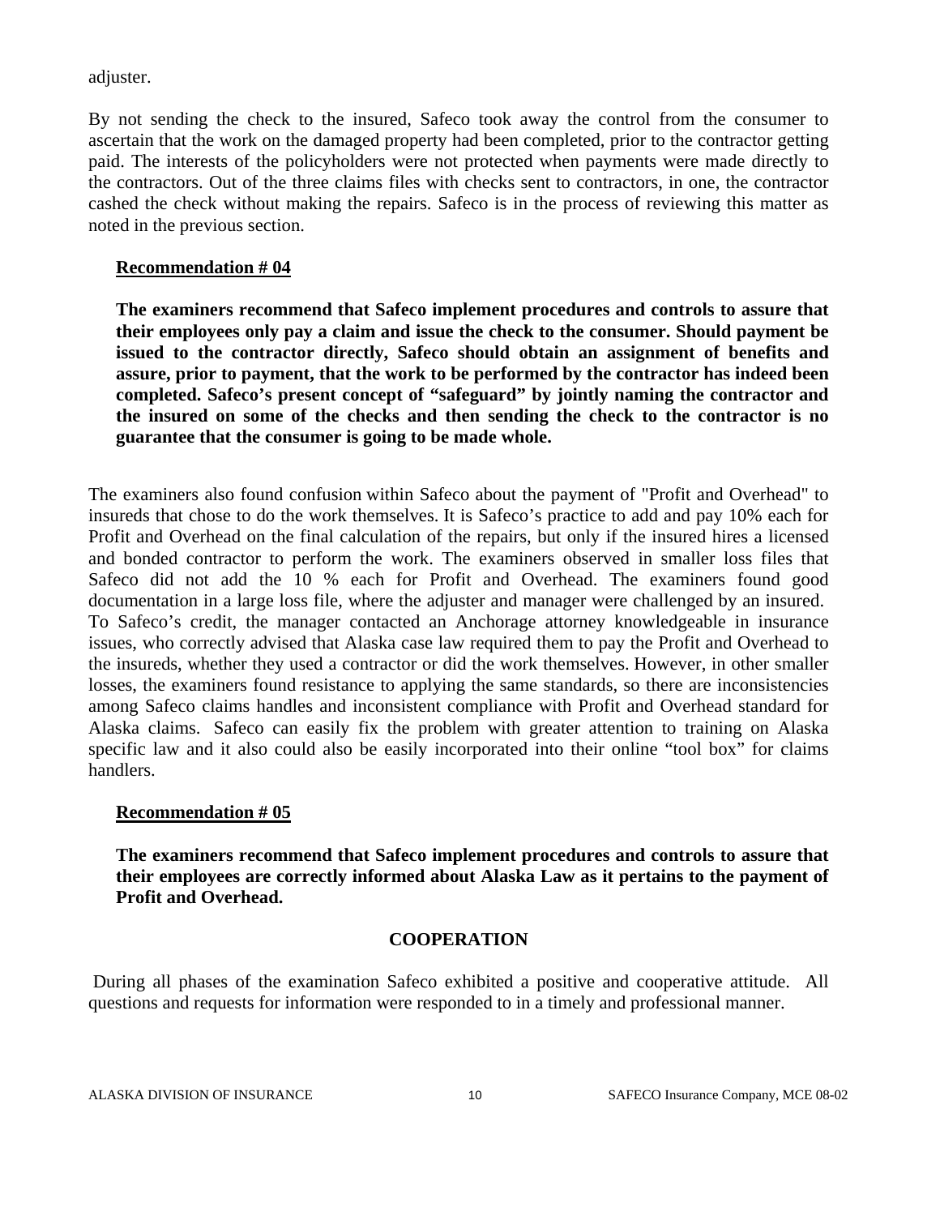adjuster.

By not sending the check to the insured, Safeco took away the control from the consumer to ascertain that the work on the damaged property had been completed, prior to the contractor getting paid. The interests of the policyholders were not protected when payments were made directly to the contractors. Out of the three claims files with checks sent to contractors, in one, the contractor cashed the check without making the repairs. Safeco is in the process of reviewing this matter as noted in the previous section.

**Recommendation # 04**

**The examiners recommend that Safeco implement procedures and controls to assure that their employees only pay a claim and issue the check to the consumer. Should payment be issued to the contractor directly, Safeco should obtain an assignment of benefits and assure, prior to payment, that the work to be performed by the contractor has indeed been completed. Safeco's present concept of "safeguard" by jointly naming the contractor and the insured on some of the checks and then sending the check to the contractor is no guarantee that the consumer is going to be made whole.**

The examiners also found confusion within Safeco about the payment of "Profit and Overhead" to insureds that chose to do the work themselves. It is Safeco's practice to add and pay 10% each for Profit and Overhead on the final calculation of the repairs, but only if the insured hires a licensed and bonded contractor to perform the work. The examiners observed in smaller loss files that Safeco did not add the 10 % each for Profit and Overhead. The examiners found good documentation in a large loss file, where the adjuster and manager were challenged by an insured. To Safeco's credit, the manager contacted an Anchorage attorney knowledgeable in insurance issues, who correctly advised that Alaska case law required them to pay the Profit and Overhead to the insureds, whether they used a contractor or did the work themselves. However, in other smaller losses, the examiners found resistance to applying the same standards, so there are inconsistencies among Safeco claims handles and inconsistent compliance with Profit and Overhead standard for Alaska claims. Safeco can easily fix the problem with greater attention to training on Alaska specific law and it also could also be easily incorporated into their online "tool box" for claims handlers.

**Recommendation # 05**

**The examiners recommend that Safeco implement procedures and controls to assure that their employees are correctly informed about Alaska Law as it pertains to the payment of Profit and Overhead.**

## COOPERATION

During all phases of the examination Safeco exhibited a positive and cooperative attitude. All questions and requests for information were responded to in a timely and professional manner.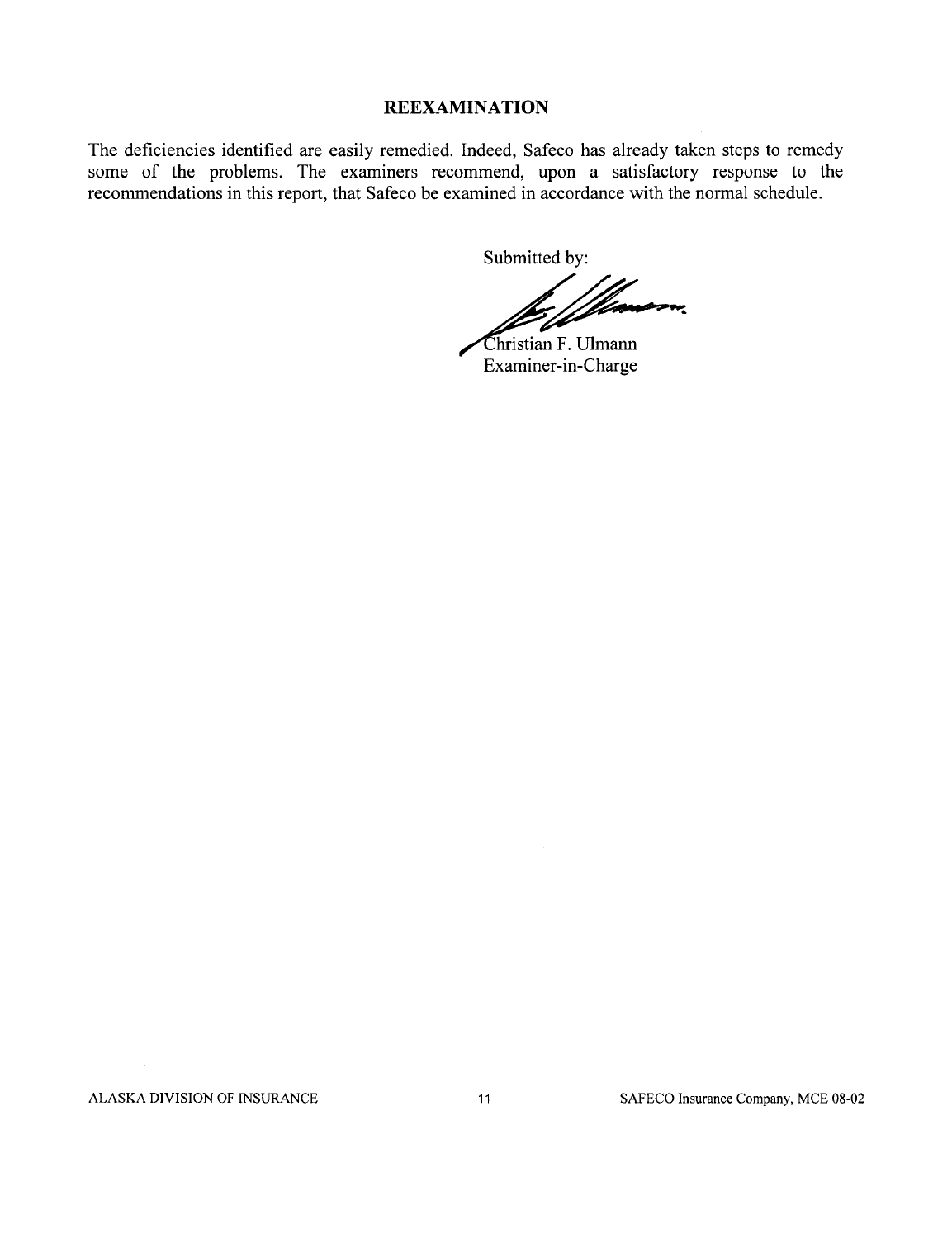## REEXAMINATION

The deficiencies identified are easily remedied. Indeed, Safeco has already taken steps to remedy some of the problems. The examiners recommend, upon a satisfactory response to the recommendations in this report, that Safeco be examined in accordance with the normal schedule.

Submitted by:

Christian F. Ulmann
Examiner-in-Charge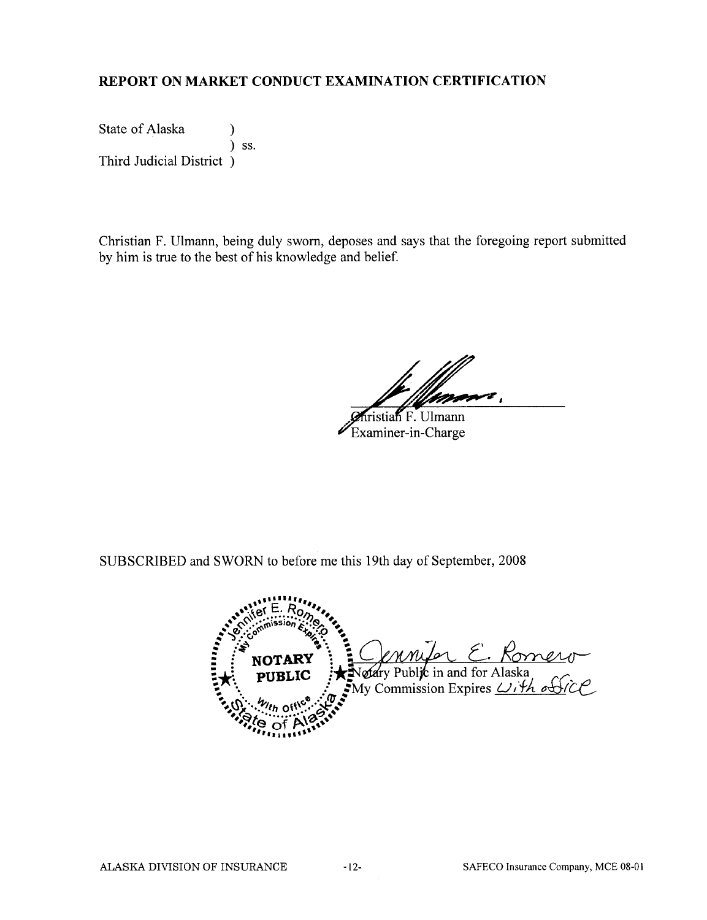**REPORT ON MARKET CONDUCT EXAMINATION CERTIFICATION**

State of Alaska )
) ss.
Third Judicial District )

Christian F. Ulmann, being duly sworn, deposes and says that the foregoing report submitted by him is true to the best of his knowledge and belief.

Christian F. Ulmann
Examiner-in-Charge

SUBSCRIBED and SWORN to before me this 19th day of September, 2008

Jennifer E. Romero
NOTARY PUBLIC
State of Alaska
My Commission Expires With Office

Notary Public in and for Alaska
My Commission Expires With office